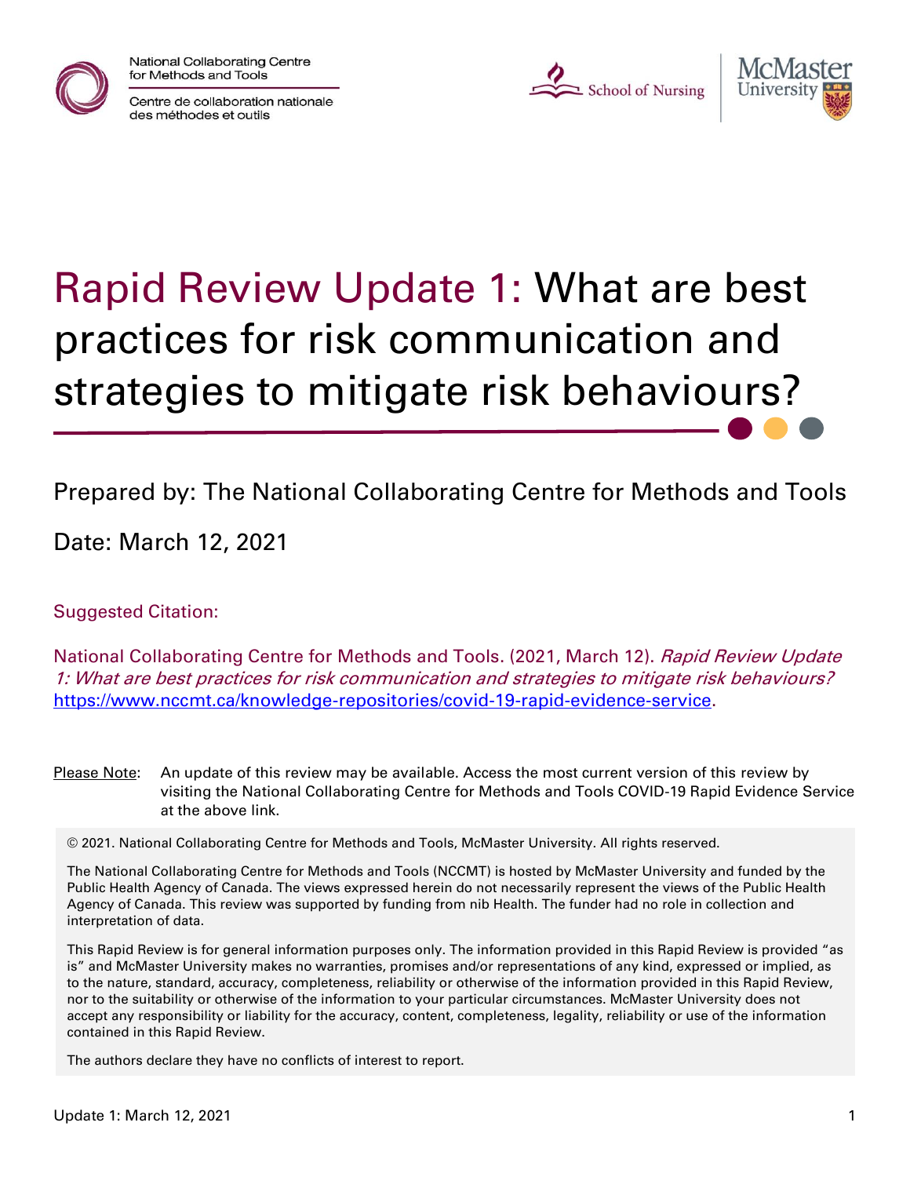National Collaborating Centre for Methods and Tools
Centre de collaboration nationale des méthodes et outils

School of Nursing | McMaster University

# Rapid Review Update 1: What are best practices for risk communication and strategies to mitigate risk behaviours?

Prepared by: The National Collaborating Centre for Methods and Tools

Date: March 12, 2021

Suggested Citation:

National Collaborating Centre for Methods and Tools. (2021, March 12). *Rapid Review Update 1: What are best practices for risk communication and strategies to mitigate risk behaviours?* https://www.nccmt.ca/knowledge-repositories/covid-19-rapid-evidence-service.

Please Note: An update of this review may be available. Access the most current version of this review by visiting the National Collaborating Centre for Methods and Tools COVID-19 Rapid Evidence Service at the above link.

© 2021. National Collaborating Centre for Methods and Tools, McMaster University. All rights reserved.

The National Collaborating Centre for Methods and Tools (NCCMT) is hosted by McMaster University and funded by the Public Health Agency of Canada. The views expressed herein do not necessarily represent the views of the Public Health Agency of Canada. This review was supported by funding from nib Health. The funder had no role in collection and interpretation of data.

This Rapid Review is for general information purposes only. The information provided in this Rapid Review is provided "as is" and McMaster University makes no warranties, promises and/or representations of any kind, expressed or implied, as to the nature, standard, accuracy, completeness, reliability or otherwise of the information provided in this Rapid Review, nor to the suitability or otherwise of the information to your particular circumstances. McMaster University does not accept any responsibility or liability for the accuracy, content, completeness, legality, reliability or use of the information contained in this Rapid Review.

The authors declare they have no conflicts of interest to report.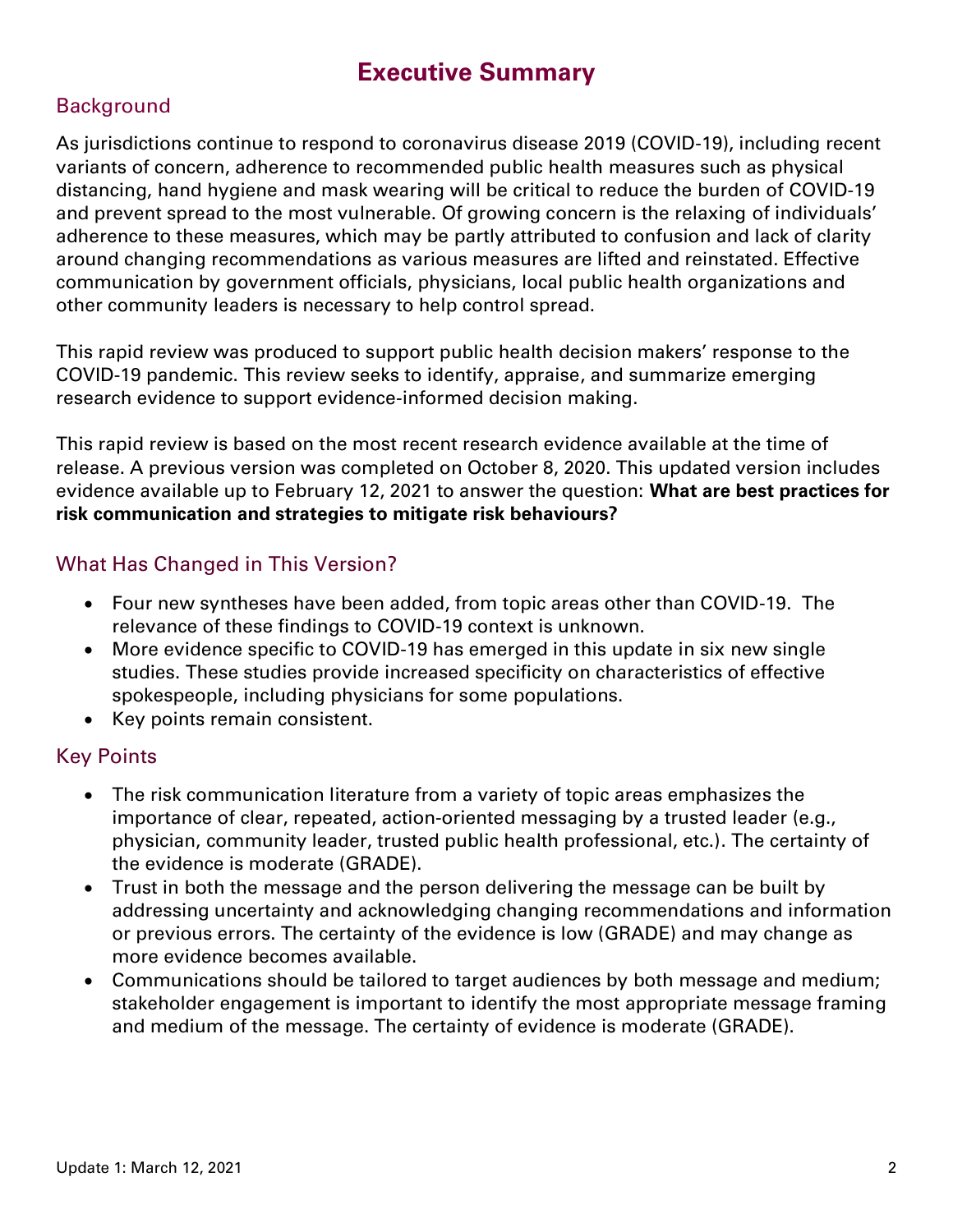# Executive Summary

## Background

As jurisdictions continue to respond to coronavirus disease 2019 (COVID-19), including recent variants of concern, adherence to recommended public health measures such as physical distancing, hand hygiene and mask wearing will be critical to reduce the burden of COVID-19 and prevent spread to the most vulnerable. Of growing concern is the relaxing of individuals' adherence to these measures, which may be partly attributed to confusion and lack of clarity around changing recommendations as various measures are lifted and reinstated. Effective communication by government officials, physicians, local public health organizations and other community leaders is necessary to help control spread.

This rapid review was produced to support public health decision makers' response to the COVID-19 pandemic. This review seeks to identify, appraise, and summarize emerging research evidence to support evidence-informed decision making.

This rapid review is based on the most recent research evidence available at the time of release. A previous version was completed on October 8, 2020. This updated version includes evidence available up to February 12, 2021 to answer the question: **What are best practices for risk communication and strategies to mitigate risk behaviours?**

## What Has Changed in This Version?

- Four new syntheses have been added, from topic areas other than COVID-19. The relevance of these findings to COVID-19 context is unknown.
- More evidence specific to COVID-19 has emerged in this update in six new single studies. These studies provide increased specificity on characteristics of effective spokespeople, including physicians for some populations.
- Key points remain consistent.

## Key Points

- The risk communication literature from a variety of topic areas emphasizes the importance of clear, repeated, action-oriented messaging by a trusted leader (e.g., physician, community leader, trusted public health professional, etc.). The certainty of the evidence is moderate (GRADE).
- Trust in both the message and the person delivering the message can be built by addressing uncertainty and acknowledging changing recommendations and information or previous errors. The certainty of the evidence is low (GRADE) and may change as more evidence becomes available.
- Communications should be tailored to target audiences by both message and medium; stakeholder engagement is important to identify the most appropriate message framing and medium of the message. The certainty of evidence is moderate (GRADE).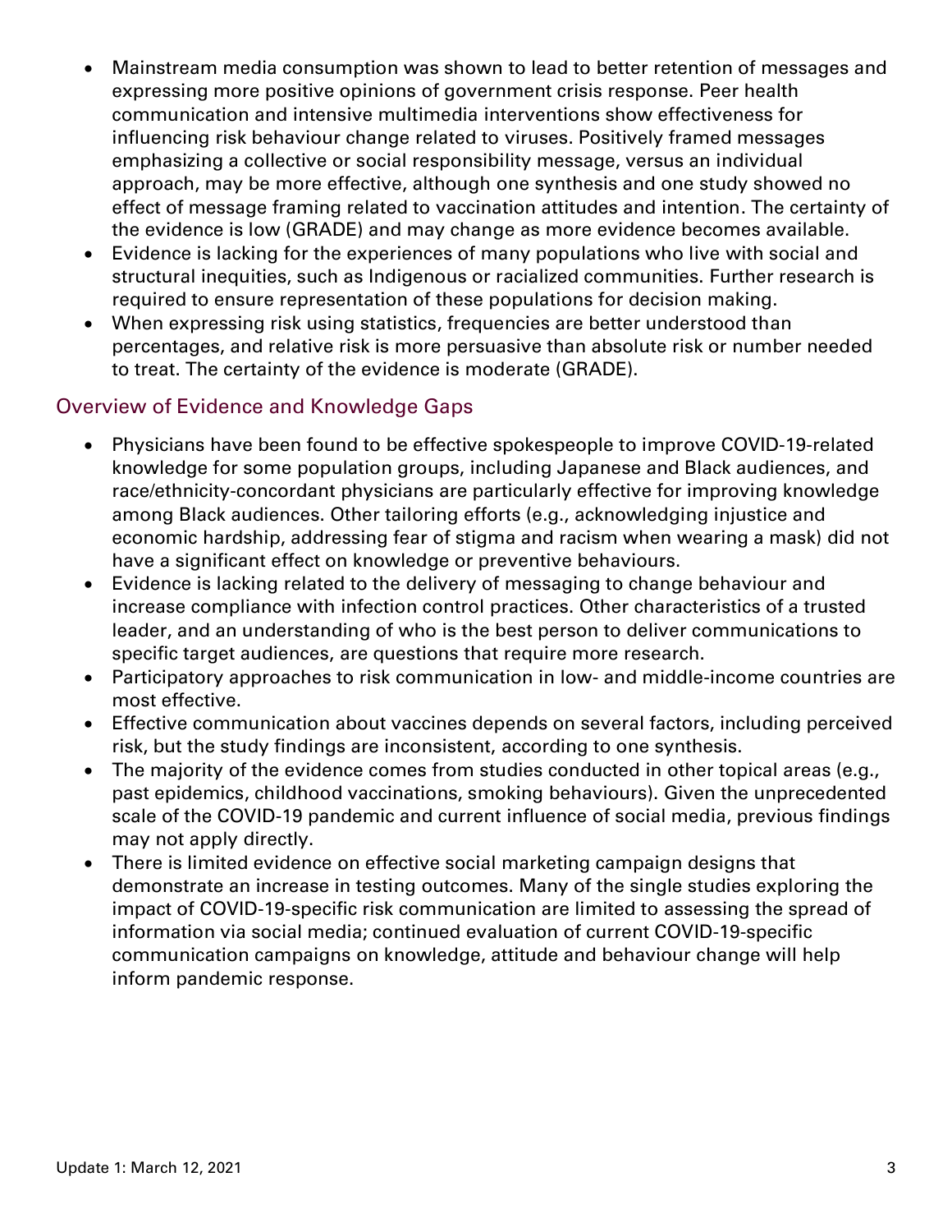- Mainstream media consumption was shown to lead to better retention of messages and expressing more positive opinions of government crisis response. Peer health communication and intensive multimedia interventions show effectiveness for influencing risk behaviour change related to viruses. Positively framed messages emphasizing a collective or social responsibility message, versus an individual approach, may be more effective, although one synthesis and one study showed no effect of message framing related to vaccination attitudes and intention. The certainty of the evidence is low (GRADE) and may change as more evidence becomes available.
- Evidence is lacking for the experiences of many populations who live with social and structural inequities, such as Indigenous or racialized communities. Further research is required to ensure representation of these populations for decision making.
- When expressing risk using statistics, frequencies are better understood than percentages, and relative risk is more persuasive than absolute risk or number needed to treat. The certainty of the evidence is moderate (GRADE).

## Overview of Evidence and Knowledge Gaps

- Physicians have been found to be effective spokespeople to improve COVID-19-related knowledge for some population groups, including Japanese and Black audiences, and race/ethnicity-concordant physicians are particularly effective for improving knowledge among Black audiences. Other tailoring efforts (e.g., acknowledging injustice and economic hardship, addressing fear of stigma and racism when wearing a mask) did not have a significant effect on knowledge or preventive behaviours.
- Evidence is lacking related to the delivery of messaging to change behaviour and increase compliance with infection control practices. Other characteristics of a trusted leader, and an understanding of who is the best person to deliver communications to specific target audiences, are questions that require more research.
- Participatory approaches to risk communication in low- and middle-income countries are most effective.
- Effective communication about vaccines depends on several factors, including perceived risk, but the study findings are inconsistent, according to one synthesis.
- The majority of the evidence comes from studies conducted in other topical areas (e.g., past epidemics, childhood vaccinations, smoking behaviours). Given the unprecedented scale of the COVID-19 pandemic and current influence of social media, previous findings may not apply directly.
- There is limited evidence on effective social marketing campaign designs that demonstrate an increase in testing outcomes. Many of the single studies exploring the impact of COVID-19-specific risk communication are limited to assessing the spread of information via social media; continued evaluation of current COVID-19-specific communication campaigns on knowledge, attitude and behaviour change will help inform pandemic response.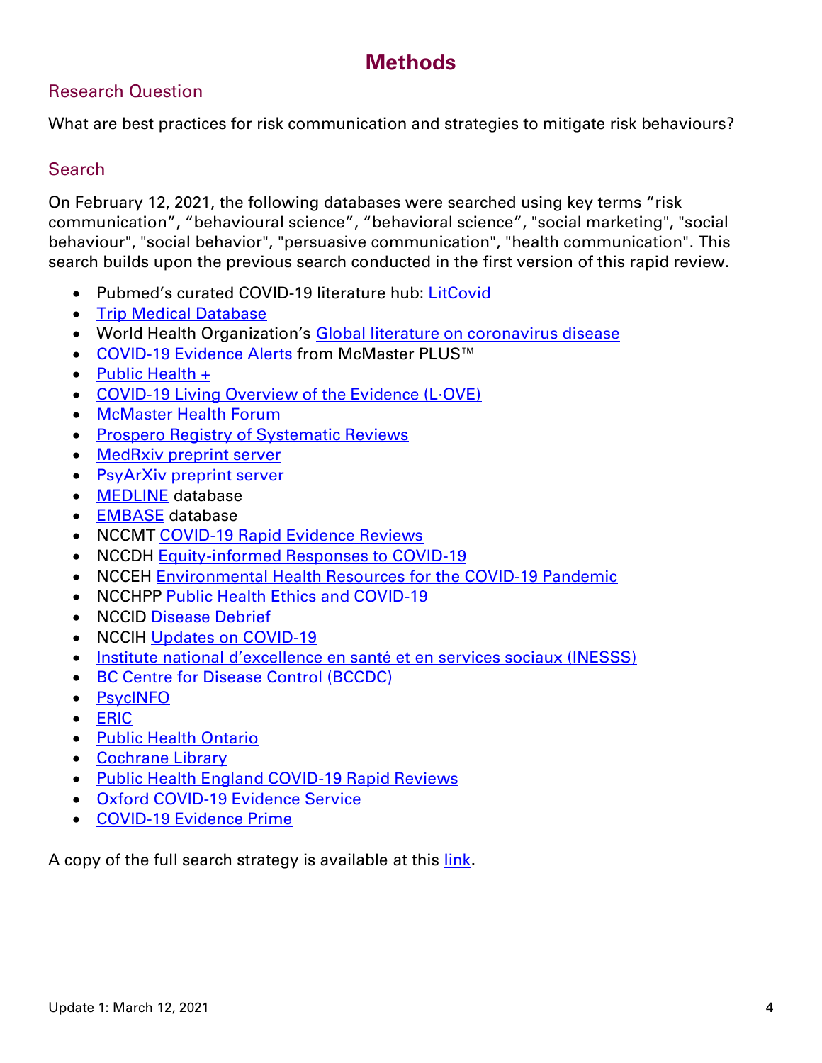# Methods

## Research Question

What are best practices for risk communication and strategies to mitigate risk behaviours?

## Search

On February 12, 2021, the following databases were searched using key terms "risk communication", "behavioural science", "behavioral science", "social marketing", "social behaviour", "social behavior", "persuasive communication", "health communication". This search builds upon the previous search conducted in the first version of this rapid review.

- Pubmed's curated COVID-19 literature hub: LitCovid
- Trip Medical Database
- World Health Organization's Global literature on coronavirus disease
- COVID-19 Evidence Alerts from McMaster PLUS™
- Public Health +
- COVID-19 Living Overview of the Evidence (L·OVE)
- McMaster Health Forum
- Prospero Registry of Systematic Reviews
- MedRxiv preprint server
- PsyArXiv preprint server
- MEDLINE database
- EMBASE database
- NCCMT COVID-19 Rapid Evidence Reviews
- NCCDH Equity-informed Responses to COVID-19
- NCCEH Environmental Health Resources for the COVID-19 Pandemic
- NCCHPP Public Health Ethics and COVID-19
- NCCID Disease Debrief
- NCCIH Updates on COVID-19
- Institute national d'excellence en santé et en services sociaux (INESSS)
- BC Centre for Disease Control (BCCDC)
- PsycINFO
- ERIC
- Public Health Ontario
- Cochrane Library
- Public Health England COVID-19 Rapid Reviews
- Oxford COVID-19 Evidence Service
- COVID-19 Evidence Prime

A copy of the full search strategy is available at this link.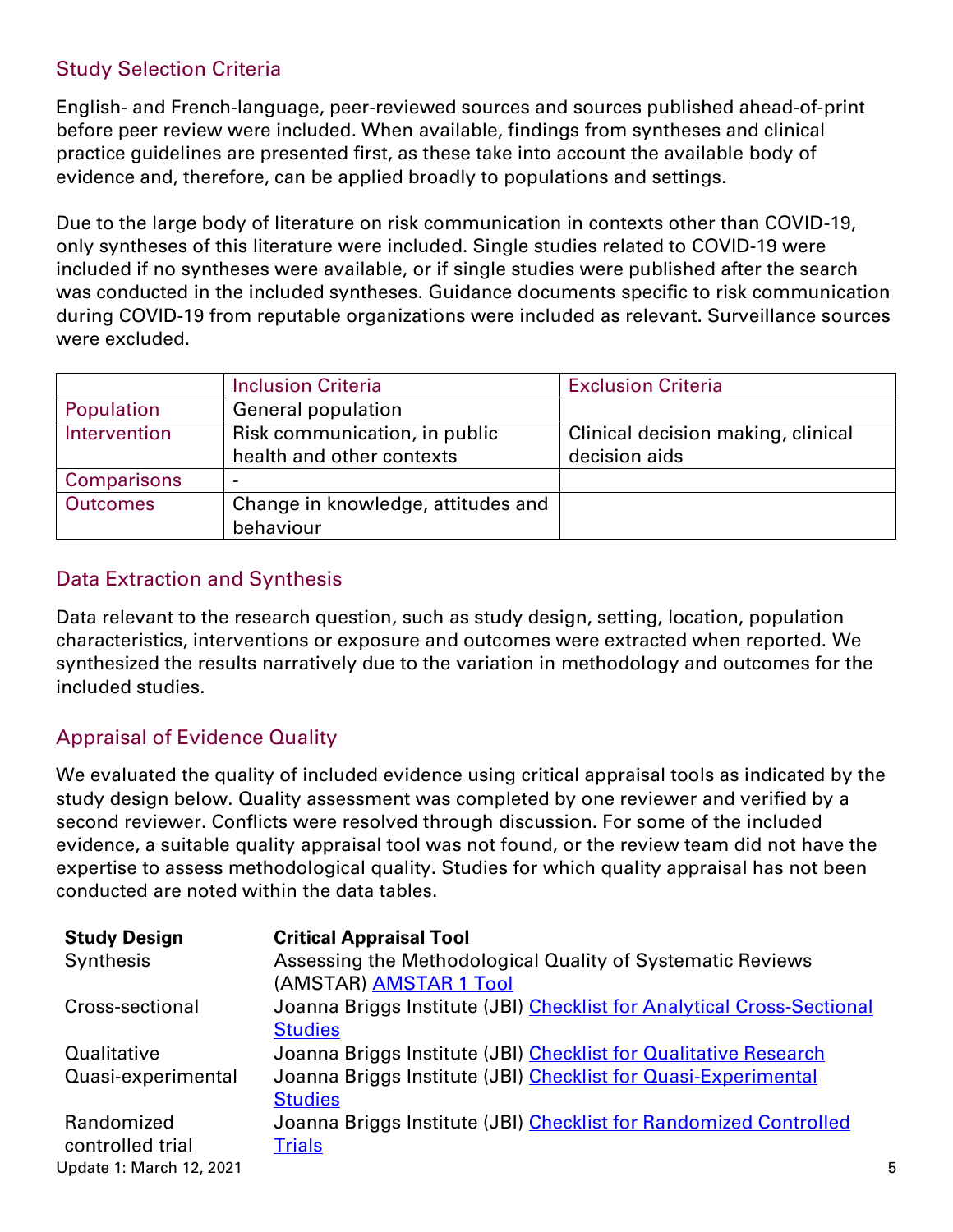## Study Selection Criteria

English- and French-language, peer-reviewed sources and sources published ahead-of-print before peer review were included. When available, findings from syntheses and clinical practice guidelines are presented first, as these take into account the available body of evidence and, therefore, can be applied broadly to populations and settings.

Due to the large body of literature on risk communication in contexts other than COVID-19, only syntheses of this literature were included. Single studies related to COVID-19 were included if no syntheses were available, or if single studies were published after the search was conducted in the included syntheses. Guidance documents specific to risk communication during COVID-19 from reputable organizations were included as relevant. Surveillance sources were excluded.

| | Inclusion Criteria | Exclusion Criteria |
|---|---|---|
| Population | General population | |
| Intervention | Risk communication, in public health and other contexts | Clinical decision making, clinical decision aids |
| Comparisons | - | |
| Outcomes | Change in knowledge, attitudes and behaviour | |

## Data Extraction and Synthesis

Data relevant to the research question, such as study design, setting, location, population characteristics, interventions or exposure and outcomes were extracted when reported. We synthesized the results narratively due to the variation in methodology and outcomes for the included studies.

## Appraisal of Evidence Quality

We evaluated the quality of included evidence using critical appraisal tools as indicated by the study design below. Quality assessment was completed by one reviewer and verified by a second reviewer. Conflicts were resolved through discussion. For some of the included evidence, a suitable quality appraisal tool was not found, or the review team did not have the expertise to assess methodological quality. Studies for which quality appraisal has not been conducted are noted within the data tables.

| **Study Design** | **Critical Appraisal Tool** |
|---|---|
| Synthesis | Assessing the Methodological Quality of Systematic Reviews (AMSTAR) AMSTAR 1 Tool |
| Cross-sectional | Joanna Briggs Institute (JBI) Checklist for Analytical Cross-Sectional Studies |
| Qualitative | Joanna Briggs Institute (JBI) Checklist for Qualitative Research |
| Quasi-experimental | Joanna Briggs Institute (JBI) Checklist for Quasi-Experimental Studies |
| Randomized controlled trial | Joanna Briggs Institute (JBI) Checklist for Randomized Controlled Trials |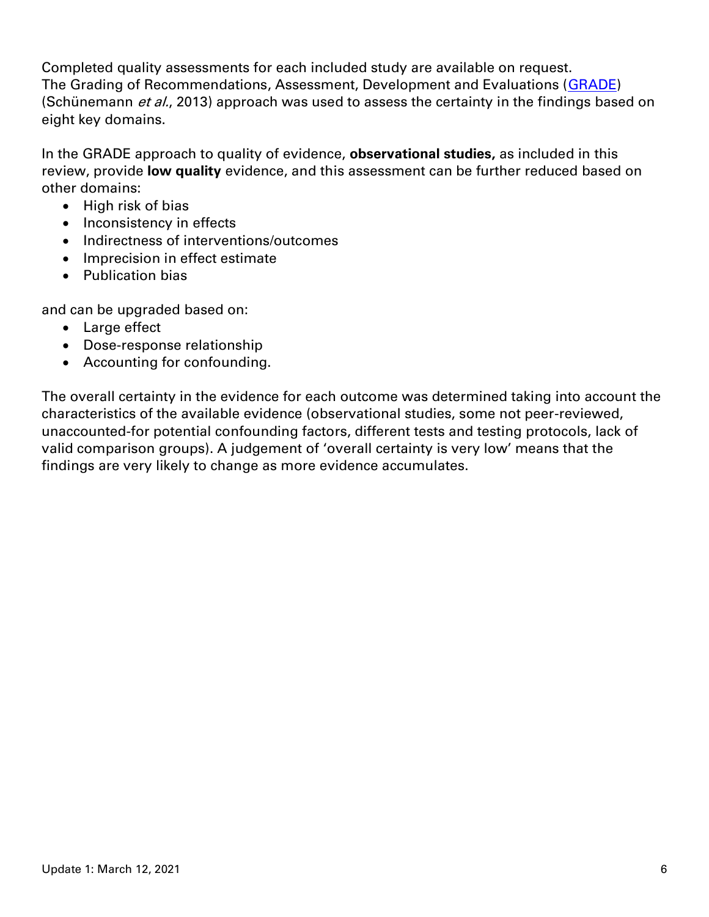Completed quality assessments for each included study are available on request.
The Grading of Recommendations, Assessment, Development and Evaluations (GRADE) (Schünemann *et al.*, 2013) approach was used to assess the certainty in the findings based on eight key domains.

In the GRADE approach to quality of evidence, **observational studies,** as included in this review, provide **low quality** evidence, and this assessment can be further reduced based on other domains:

- High risk of bias
- Inconsistency in effects
- Indirectness of interventions/outcomes
- Imprecision in effect estimate
- Publication bias

and can be upgraded based on:

- Large effect
- Dose-response relationship
- Accounting for confounding.

The overall certainty in the evidence for each outcome was determined taking into account the characteristics of the available evidence (observational studies, some not peer-reviewed, unaccounted-for potential confounding factors, different tests and testing protocols, lack of valid comparison groups). A judgement of 'overall certainty is very low' means that the findings are very likely to change as more evidence accumulates.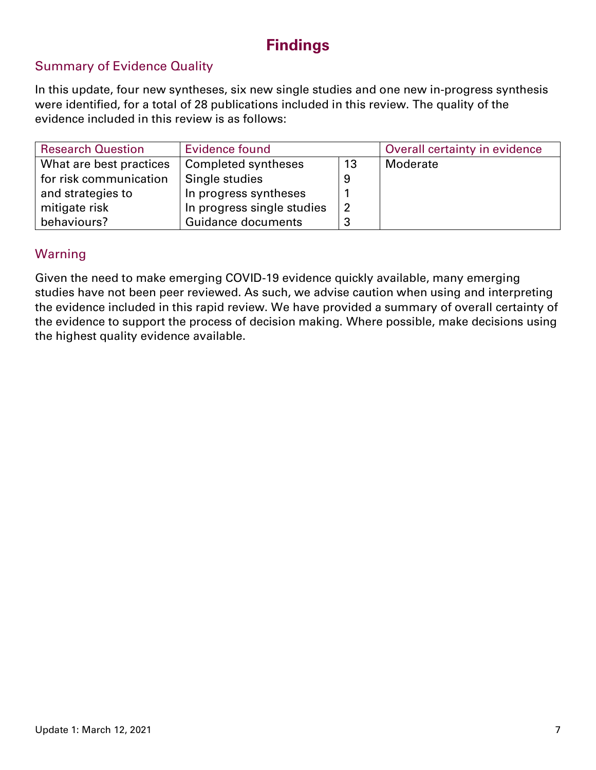# Findings

## Summary of Evidence Quality

In this update, four new syntheses, six new single studies and one new in-progress synthesis were identified, for a total of 28 publications included in this review. The quality of the evidence included in this review is as follows:

| Research Question | Evidence found | | Overall certainty in evidence |
|---|---|---|---|
| What are best practices for risk communication and strategies to mitigate risk behaviours? | Completed syntheses | 13 | Moderate |
| | Single studies | 9 | |
| | In progress syntheses | 1 | |
| | In progress single studies | 2 | |
| | Guidance documents | 3 | |

## Warning

Given the need to make emerging COVID-19 evidence quickly available, many emerging studies have not been peer reviewed. As such, we advise caution when using and interpreting the evidence included in this rapid review. We have provided a summary of overall certainty of the evidence to support the process of decision making. Where possible, make decisions using the highest quality evidence available.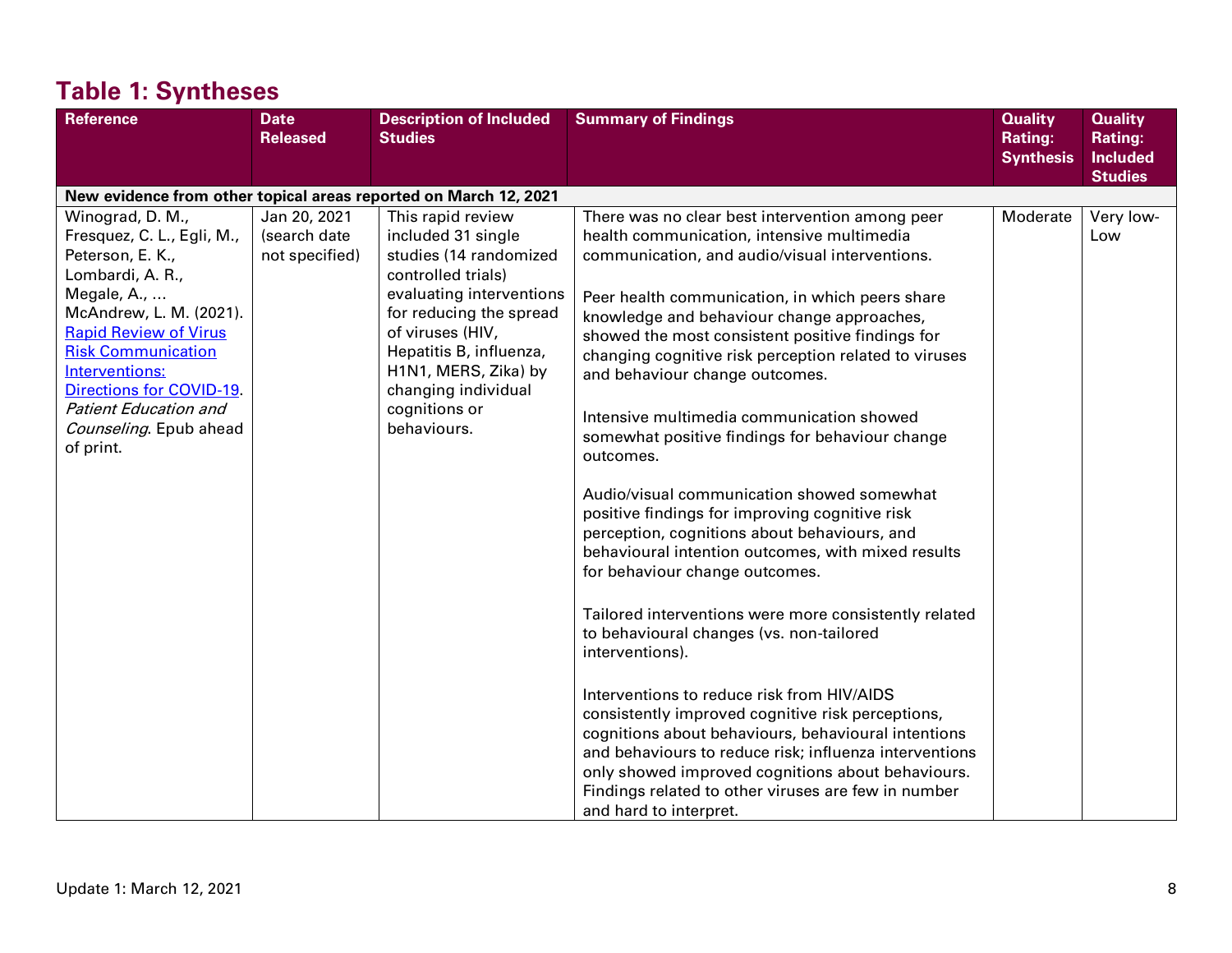## Table 1: Syntheses

| Reference | Date Released | Description of Included Studies | Summary of Findings | Quality Rating: Synthesis | Quality Rating: Included Studies |
|---|---|---|---|---|---|
| **New evidence from other topical areas reported on March 12, 2021** | | | | | |
| Winograd, D. M., Fresquez, C. L., Egli, M., Peterson, E. K., Lombardi, A. R., Megale, A., … McAndrew, L. M. (2021). [Rapid Review of Virus Risk Communication Interventions: Directions for COVID-19](). *Patient Education and Counseling*. Epub ahead of print. | Jan 20, 2021 (search date not specified) | This rapid review included 31 single studies (14 randomized controlled trials) evaluating interventions for reducing the spread of viruses (HIV, Hepatitis B, influenza, H1N1, MERS, Zika) by changing individual cognitions or behaviours. | There was no clear best intervention among peer health communication, intensive multimedia communication, and audio/visual interventions.<br><br>Peer health communication, in which peers share knowledge and behaviour change approaches, showed the most consistent positive findings for changing cognitive risk perception related to viruses and behaviour change outcomes.<br><br>Intensive multimedia communication showed somewhat positive findings for behaviour change outcomes.<br><br>Audio/visual communication showed somewhat positive findings for improving cognitive risk perception, cognitions about behaviours, and behavioural intention outcomes, with mixed results for behaviour change outcomes.<br><br>Tailored interventions were more consistently related to behavioural changes (vs. non-tailored interventions).<br><br>Interventions to reduce risk from HIV/AIDS consistently improved cognitive risk perceptions, cognitions about behaviours, behavioural intentions and behaviours to reduce risk; influenza interventions only showed improved cognitions about behaviours. Findings related to other viruses are few in number and hard to interpret. | Moderate | Very low-Low |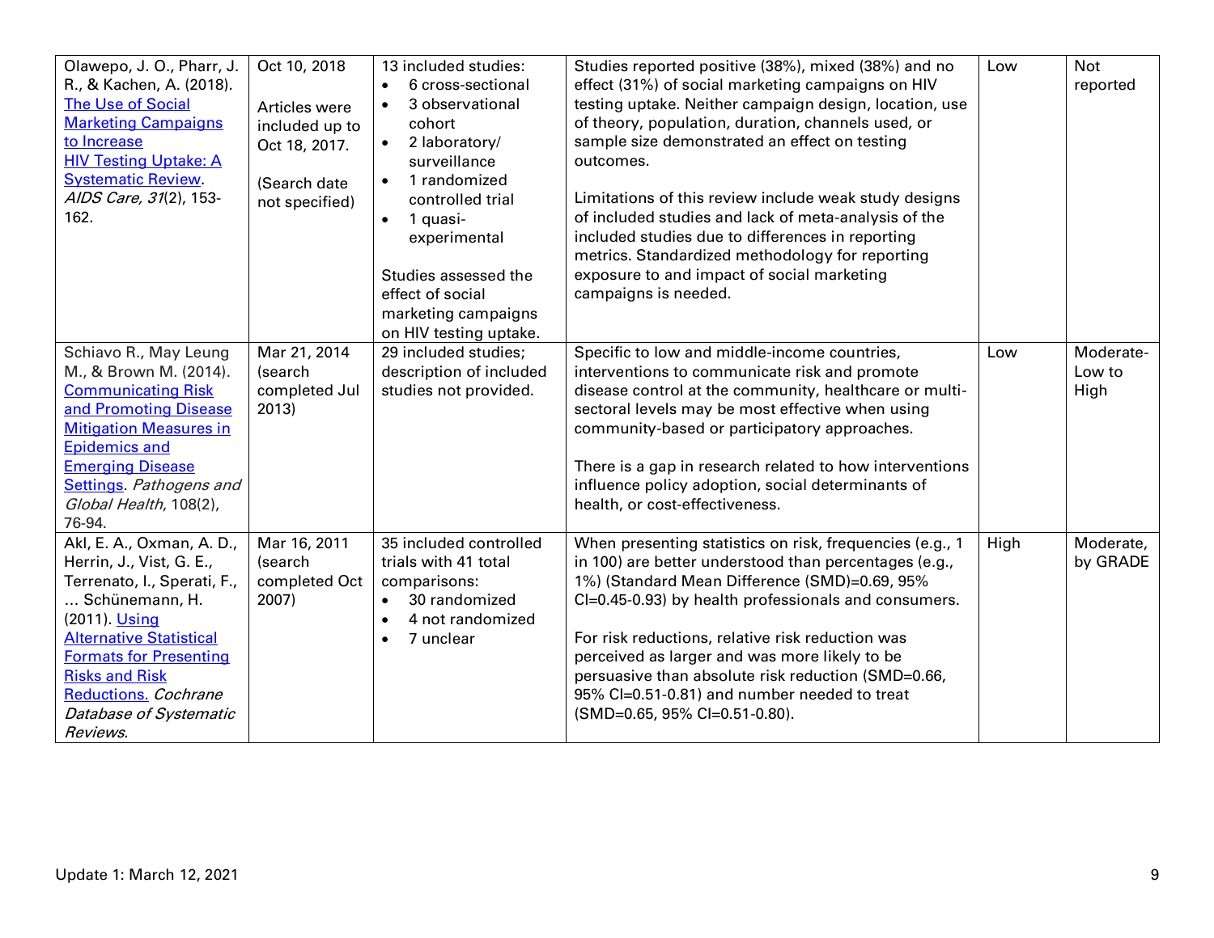| | | | | | |
|---|---|---|---|---|---|
| Olawepo, J. O., Pharr, J. R., & Kachen, A. (2018). The Use of Social Marketing Campaigns to Increase HIV Testing Uptake: A Systematic Review. *AIDS Care, 31*(2), 153-162. | Oct 10, 2018<br><br>Articles were included up to Oct 18, 2017.<br><br>(Search date not specified) | 13 included studies:<br>• 6 cross-sectional<br>• 3 observational cohort<br>• 2 laboratory/ surveillance<br>• 1 randomized controlled trial<br>• 1 quasi-experimental<br><br>Studies assessed the effect of social marketing campaigns on HIV testing uptake. | Studies reported positive (38%), mixed (38%) and no effect (31%) of social marketing campaigns on HIV testing uptake. Neither campaign design, location, use of theory, population, duration, channels used, or sample size demonstrated an effect on testing outcomes.<br><br>Limitations of this review include weak study designs of included studies and lack of meta-analysis of the included studies due to differences in reporting metrics. Standardized methodology for reporting exposure to and impact of social marketing campaigns is needed. | Low | Not reported |
| Schiavo R., May Leung M., & Brown M. (2014). Communicating Risk and Promoting Disease Mitigation Measures in Epidemics and Emerging Disease Settings. *Pathogens and Global Health*, 108(2), 76-94. | Mar 21, 2014 (search completed Jul 2013) | 29 included studies; description of included studies not provided. | Specific to low and middle-income countries, interventions to communicate risk and promote disease control at the community, healthcare or multi-sectoral levels may be most effective when using community-based or participatory approaches.<br><br>There is a gap in research related to how interventions influence policy adoption, social determinants of health, or cost-effectiveness. | Low | Moderate-Low to High |
| Akl, E. A., Oxman, A. D., Herrin, J., Vist, G. E., Terrenato, I., Sperati, F., … Schünemann, H. (2011). Using Alternative Statistical Formats for Presenting Risks and Risk Reductions. *Cochrane Database of Systematic Reviews*. | Mar 16, 2011 (search completed Oct 2007) | 35 included controlled trials with 41 total comparisons:<br>• 30 randomized<br>• 4 not randomized<br>• 7 unclear | When presenting statistics on risk, frequencies (e.g., 1 in 100) are better understood than percentages (e.g., 1%) (Standard Mean Difference (SMD)=0.69, 95% CI=0.45-0.93) by health professionals and consumers.<br><br>For risk reductions, relative risk reduction was perceived as larger and was more likely to be persuasive than absolute risk reduction (SMD=0.66, 95% CI=0.51-0.81) and number needed to treat (SMD=0.65, 95% CI=0.51-0.80). | High | Moderate, by GRADE |

Update 1: March 12, 2021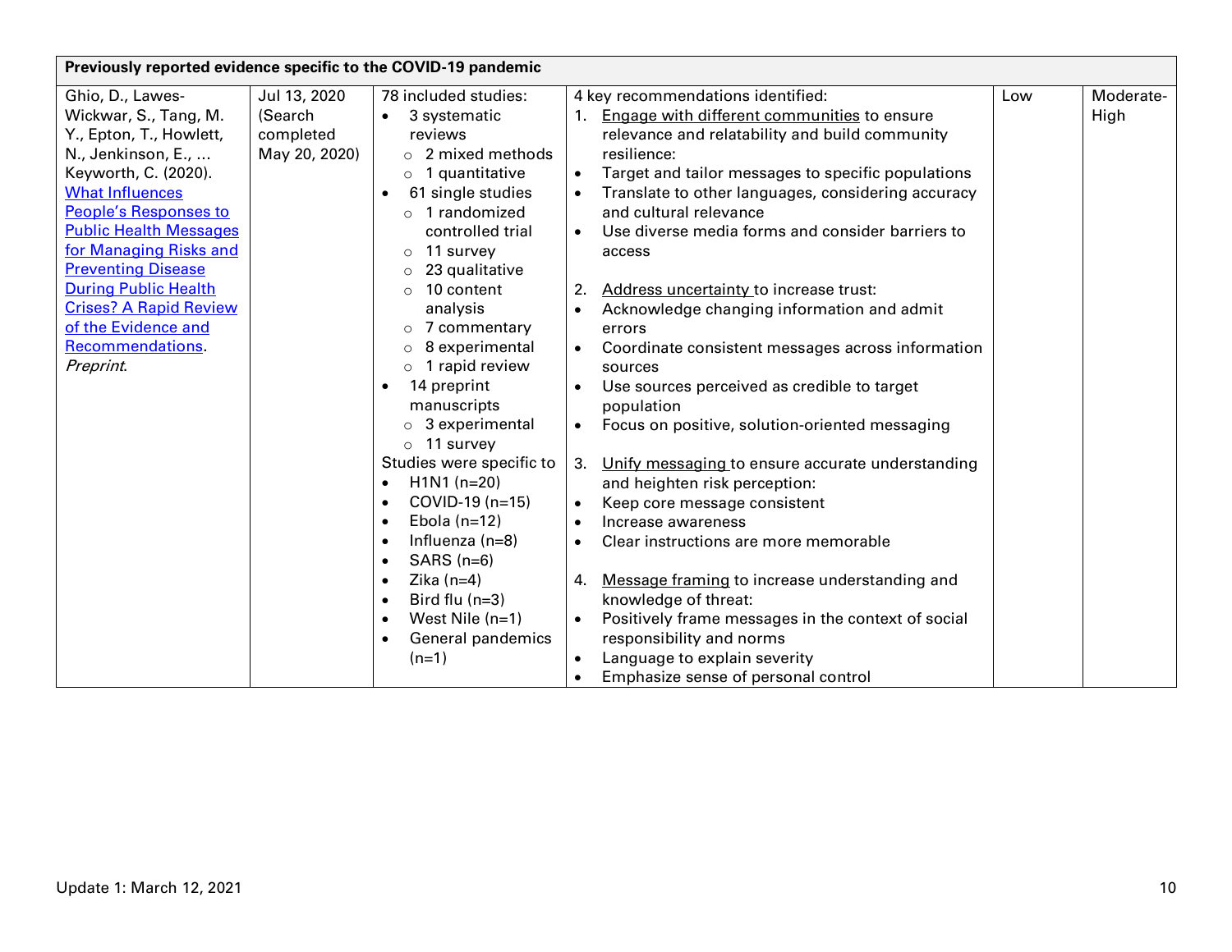| Previously reported evidence specific to the COVID-19 pandemic | | | | | |
|---|---|---|---|---|---|
| Ghio, D., Lawes-Wickwar, S., Tang, M. Y., Epton, T., Howlett, N., Jenkinson, E., … Keyworth, C. (2020). What Influences People's Responses to Public Health Messages for Managing Risks and Preventing Disease During Public Health Crises? A Rapid Review of the Evidence and Recommendations. *Preprint*. | Jul 13, 2020 (Search completed May 20, 2020) | 78 included studies:<br>• 3 systematic reviews<br>  ○ 2 mixed methods<br>  ○ 1 quantitative<br>• 61 single studies<br>  ○ 1 randomized controlled trial<br>  ○ 11 survey<br>  ○ 23 qualitative<br>  ○ 10 content analysis<br>  ○ 7 commentary<br>  ○ 8 experimental<br>  ○ 1 rapid review<br>• 14 preprint manuscripts<br>  ○ 3 experimental<br>  ○ 11 survey<br>Studies were specific to<br>• H1N1 (n=20)<br>• COVID-19 (n=15)<br>• Ebola (n=12)<br>• Influenza (n=8)<br>• SARS (n=6)<br>• Zika (n=4)<br>• Bird flu (n=3)<br>• West Nile (n=1)<br>• General pandemics (n=1) | 4 key recommendations identified:<br>1. Engage with different communities to ensure relevance and relatability and build community resilience:<br>• Target and tailor messages to specific populations<br>• Translate to other languages, considering accuracy and cultural relevance<br>• Use diverse media forms and consider barriers to access<br><br>2. Address uncertainty to increase trust:<br>• Acknowledge changing information and admit errors<br>• Coordinate consistent messages across information sources<br>• Use sources perceived as credible to target population<br>• Focus on positive, solution-oriented messaging<br><br>3. Unify messaging to ensure accurate understanding and heighten risk perception:<br>• Keep core message consistent<br>• Increase awareness<br>• Clear instructions are more memorable<br><br>4. Message framing to increase understanding and knowledge of threat:<br>• Positively frame messages in the context of social responsibility and norms<br>• Language to explain severity<br>• Emphasize sense of personal control | Low | Moderate-High |

Update 1: March 12, 2021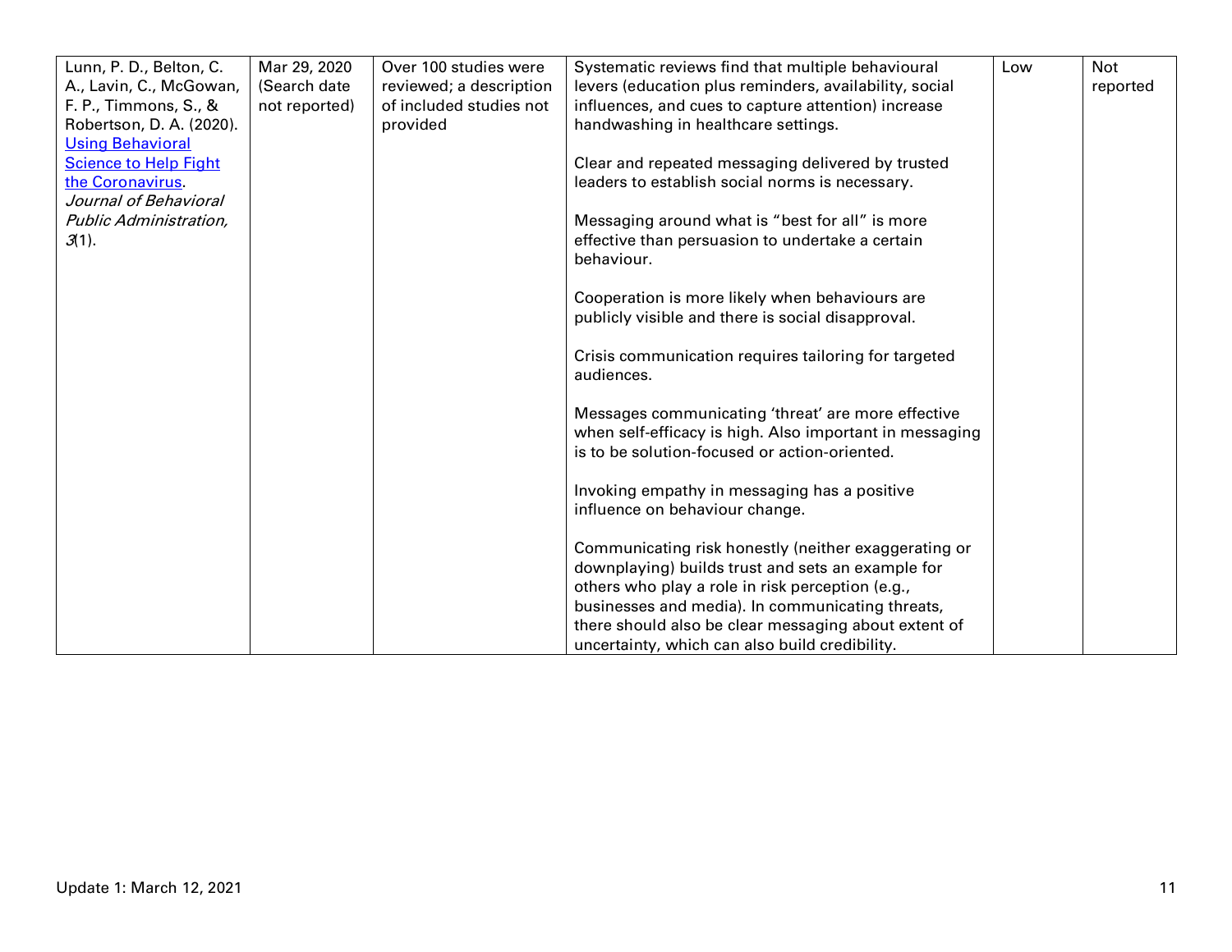| | | | | | |
|---|---|---|---|---|---|
| Lunn, P. D., Belton, C. A., Lavin, C., McGowan, F. P., Timmons, S., & Robertson, D. A. (2020). [Using Behavioral Science to Help Fight the Coronavirus](). *Journal of Behavioral Public Administration, 3*(1). | Mar 29, 2020 (Search date not reported) | Over 100 studies were reviewed; a description of included studies not provided | Systematic reviews find that multiple behavioural levers (education plus reminders, availability, social influences, and cues to capture attention) increase handwashing in healthcare settings.<br><br>Clear and repeated messaging delivered by trusted leaders to establish social norms is necessary.<br><br>Messaging around what is "best for all" is more effective than persuasion to undertake a certain behaviour.<br><br>Cooperation is more likely when behaviours are publicly visible and there is social disapproval.<br><br>Crisis communication requires tailoring for targeted audiences.<br><br>Messages communicating 'threat' are more effective when self-efficacy is high. Also important in messaging is to be solution-focused or action-oriented.<br><br>Invoking empathy in messaging has a positive influence on behaviour change.<br><br>Communicating risk honestly (neither exaggerating or downplaying) builds trust and sets an example for others who play a role in risk perception (e.g., businesses and media). In communicating threats, there should also be clear messaging about extent of uncertainty, which can also build credibility. | Low | Not reported |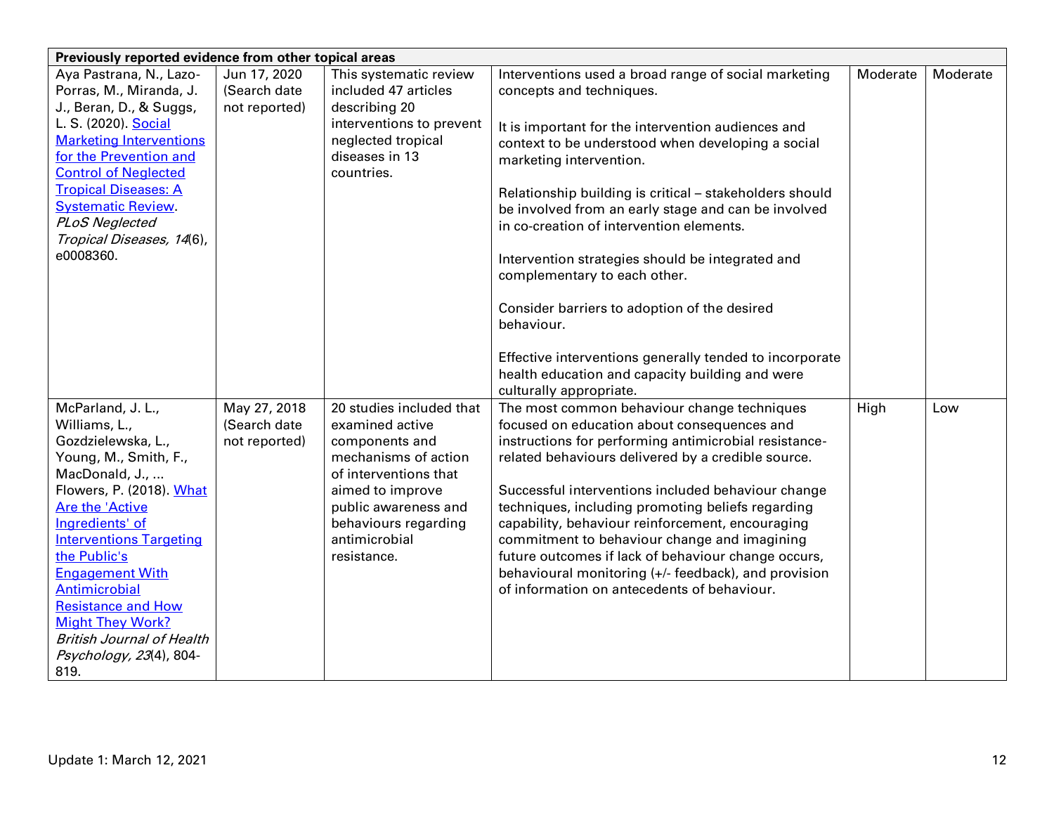| Previously reported evidence from other topical areas | | | | | |
|---|---|---|---|---|---|
| Aya Pastrana, N., Lazo-Porras, M., Miranda, J. J., Beran, D., & Suggs, L. S. (2020). Social Marketing Interventions for the Prevention and Control of Neglected Tropical Diseases: A Systematic Review. *PLoS Neglected Tropical Diseases, 14*(6), e0008360. | Jun 17, 2020 (Search date not reported) | This systematic review included 47 articles describing 20 interventions to prevent neglected tropical diseases in 13 countries. | Interventions used a broad range of social marketing concepts and techniques.<br><br>It is important for the intervention audiences and context to be understood when developing a social marketing intervention.<br><br>Relationship building is critical – stakeholders should be involved from an early stage and can be involved in co-creation of intervention elements.<br><br>Intervention strategies should be integrated and complementary to each other.<br><br>Consider barriers to adoption of the desired behaviour.<br><br>Effective interventions generally tended to incorporate health education and capacity building and were culturally appropriate. | Moderate | Moderate |
| McParland, J. L., Williams, L., Gozdzielewska, L., Young, M., Smith, F., MacDonald, J., ... Flowers, P. (2018). What Are the 'Active Ingredients' of Interventions Targeting the Public's Engagement With Antimicrobial Resistance and How Might They Work? *British Journal of Health Psychology, 23*(4), 804-819. | May 27, 2018 (Search date not reported) | 20 studies included that examined active components and mechanisms of action of interventions that aimed to improve public awareness and behaviours regarding antimicrobial resistance. | The most common behaviour change techniques focused on education about consequences and instructions for performing antimicrobial resistance-related behaviours delivered by a credible source.<br><br>Successful interventions included behaviour change techniques, including promoting beliefs regarding capability, behaviour reinforcement, encouraging commitment to behaviour change and imagining future outcomes if lack of behaviour change occurs, behavioural monitoring (+/- feedback), and provision of information on antecedents of behaviour. | High | Low |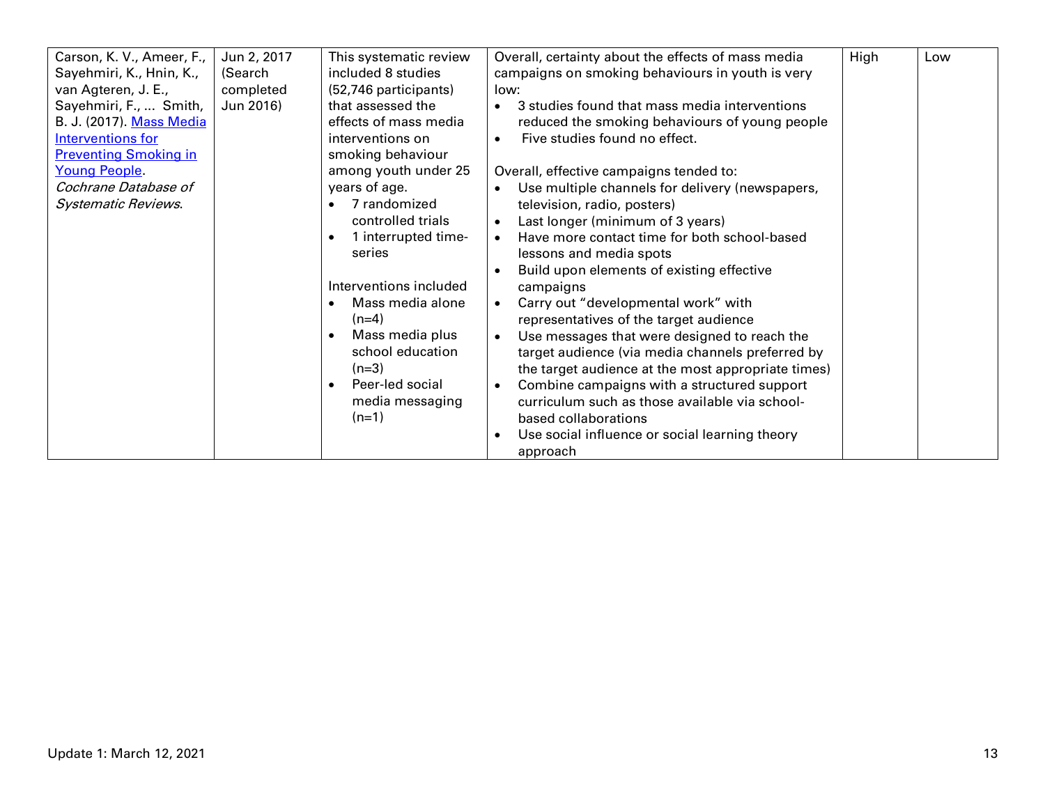| | | | | | |
|---|---|---|---|---|---|
| Carson, K. V., Ameer, F., Sayehmiri, K., Hnin, K., van Agteren, J. E., Sayehmiri, F., ... Smith, B. J. (2017). [Mass Media Interventions for Preventing Smoking in Young People](). *Cochrane Database of Systematic Reviews*. | Jun 2, 2017 (Search completed Jun 2016) | This systematic review included 8 studies (52,746 participants) that assessed the effects of mass media interventions on smoking behaviour among youth under 25 years of age.<br>• 7 randomized controlled trials<br>• 1 interrupted time-series<br><br>Interventions included<br>• Mass media alone (n=4)<br>• Mass media plus school education (n=3)<br>• Peer-led social media messaging (n=1) | Overall, certainty about the effects of mass media campaigns on smoking behaviours in youth is very low:<br>• 3 studies found that mass media interventions reduced the smoking behaviours of young people<br>• Five studies found no effect.<br><br>Overall, effective campaigns tended to:<br>• Use multiple channels for delivery (newspapers, television, radio, posters)<br>• Last longer (minimum of 3 years)<br>• Have more contact time for both school-based lessons and media spots<br>• Build upon elements of existing effective campaigns<br>• Carry out "developmental work" with representatives of the target audience<br>• Use messages that were designed to reach the target audience (via media channels preferred by the target audience at the most appropriate times)<br>• Combine campaigns with a structured support curriculum such as those available via school-based collaborations<br>• Use social influence or social learning theory approach | High | Low |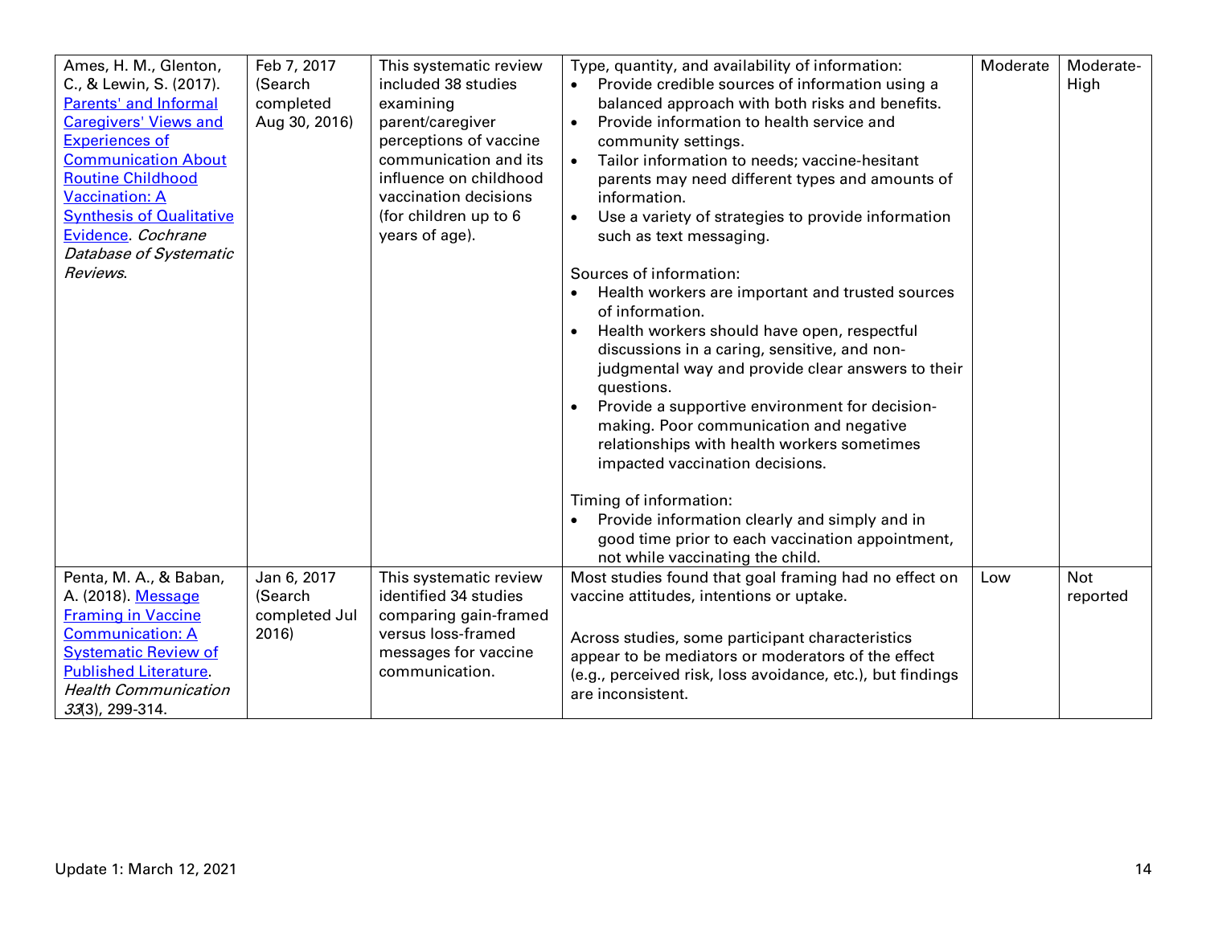| | | | | | |
|---|---|---|---|---|---|
| Ames, H. M., Glenton, C., & Lewin, S. (2017). Parents' and Informal Caregivers' Views and Experiences of Communication About Routine Childhood Vaccination: A Synthesis of Qualitative Evidence. *Cochrane Database of Systematic Reviews*. | Feb 7, 2017 (Search completed Aug 30, 2016) | This systematic review included 38 studies examining parent/caregiver perceptions of vaccine communication and its influence on childhood vaccination decisions (for children up to 6 years of age). | Type, quantity, and availability of information:<br>• Provide credible sources of information using a balanced approach with both risks and benefits.<br>• Provide information to health service and community settings.<br>• Tailor information to needs; vaccine-hesitant parents may need different types and amounts of information.<br>• Use a variety of strategies to provide information such as text messaging.<br><br>Sources of information:<br>• Health workers are important and trusted sources of information.<br>• Health workers should have open, respectful discussions in a caring, sensitive, and non-judgmental way and provide clear answers to their questions.<br>• Provide a supportive environment for decision-making. Poor communication and negative relationships with health workers sometimes impacted vaccination decisions.<br><br>Timing of information:<br>• Provide information clearly and simply and in good time prior to each vaccination appointment, not while vaccinating the child. | Moderate | Moderate-High |
| Penta, M. A., & Baban, A. (2018). Message Framing in Vaccine Communication: A Systematic Review of Published Literature. *Health Communication 33*(3), 299-314. | Jan 6, 2017 (Search completed Jul 2016) | This systematic review identified 34 studies comparing gain-framed versus loss-framed messages for vaccine communication. | Most studies found that goal framing had no effect on vaccine attitudes, intentions or uptake.<br><br>Across studies, some participant characteristics appear to be mediators or moderators of the effect (e.g., perceived risk, loss avoidance, etc.), but findings are inconsistent. | Low | Not reported |

Update 1: March 12, 2021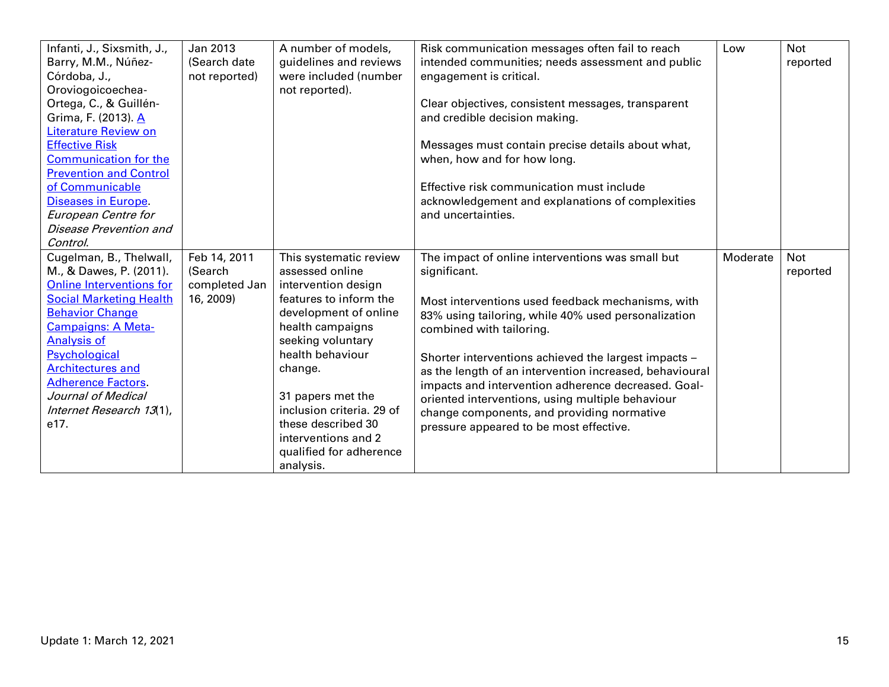| | | | | | |
|---|---|---|---|---|---|
| Infanti, J., Sixsmith, J., Barry, M.M., Núñez-Córdoba, J., Oroviogoicoechea-Ortega, C., & Guillén-Grima, F. (2013). A Literature Review on Effective Risk Communication for the Prevention and Control of Communicable Diseases in Europe. *European Centre for Disease Prevention and Control*. | Jan 2013 (Search date not reported) | A number of models, guidelines and reviews were included (number not reported). | Risk communication messages often fail to reach intended communities; needs assessment and public engagement is critical.<br><br>Clear objectives, consistent messages, transparent and credible decision making.<br><br>Messages must contain precise details about what, when, how and for how long.<br><br>Effective risk communication must include acknowledgement and explanations of complexities and uncertainties. | Low | Not reported |
| Cugelman, B., Thelwall, M., & Dawes, P. (2011). Online Interventions for Social Marketing Health Behavior Change Campaigns: A Meta-Analysis of Psychological Architectures and Adherence Factors. *Journal of Medical Internet Research 13*(1), e17. | Feb 14, 2011 (Search completed Jan 16, 2009) | This systematic review assessed online intervention design features to inform the development of online health campaigns seeking voluntary health behaviour change.<br><br>31 papers met the inclusion criteria. 29 of these described 30 interventions and 2 qualified for adherence analysis. | The impact of online interventions was small but significant.<br><br>Most interventions used feedback mechanisms, with 83% using tailoring, while 40% used personalization combined with tailoring.<br><br>Shorter interventions achieved the largest impacts – as the length of an intervention increased, behavioural impacts and intervention adherence decreased. Goal-oriented interventions, using multiple behaviour change components, and providing normative pressure appeared to be most effective. | Moderate | Not reported |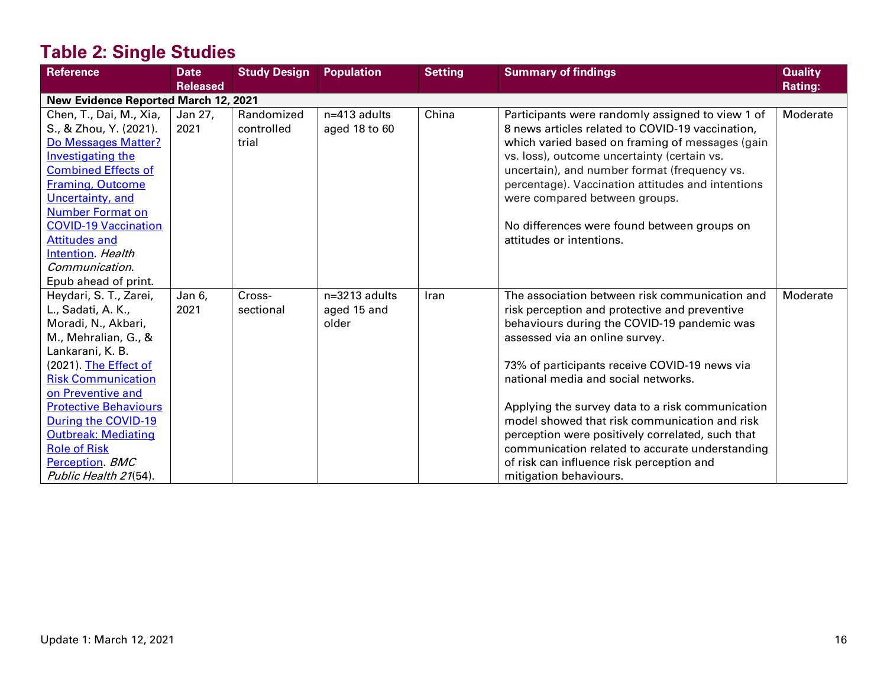## Table 2: Single Studies

| Reference | Date Released | Study Design | Population | Setting | Summary of findings | Quality Rating: |
|---|---|---|---|---|---|---|
| **New Evidence Reported March 12, 2021** | | | | | | |
| Chen, T., Dai, M., Xia, S., & Zhou, Y. (2021). Do Messages Matter? Investigating the Combined Effects of Framing, Outcome Uncertainty, and Number Format on COVID-19 Vaccination Attitudes and Intention. *Health Communication*. Epub ahead of print. | Jan 27, 2021 | Randomized controlled trial | n=413 adults aged 18 to 60 | China | Participants were randomly assigned to view 1 of 8 news articles related to COVID-19 vaccination, which varied based on framing of messages (gain vs. loss), outcome uncertainty (certain vs. uncertain), and number format (frequency vs. percentage). Vaccination attitudes and intentions were compared between groups.<br><br>No differences were found between groups on attitudes or intentions. | Moderate |
| Heydari, S. T., Zarei, L., Sadati, A. K., Moradi, N., Akbari, M., Mehralian, G., & Lankarani, K. B. (2021). The Effect of Risk Communication on Preventive and Protective Behaviours During the COVID-19 Outbreak: Mediating Role of Risk Perception. *BMC Public Health 21*(54). | Jan 6, 2021 | Cross-sectional | n=3213 adults aged 15 and older | Iran | The association between risk communication and risk perception and protective and preventive behaviours during the COVID-19 pandemic was assessed via an online survey.<br><br>73% of participants receive COVID-19 news via national media and social networks.<br><br>Applying the survey data to a risk communication model showed that risk communication and risk perception were positively correlated, such that communication related to accurate understanding of risk can influence risk perception and mitigation behaviours. | Moderate |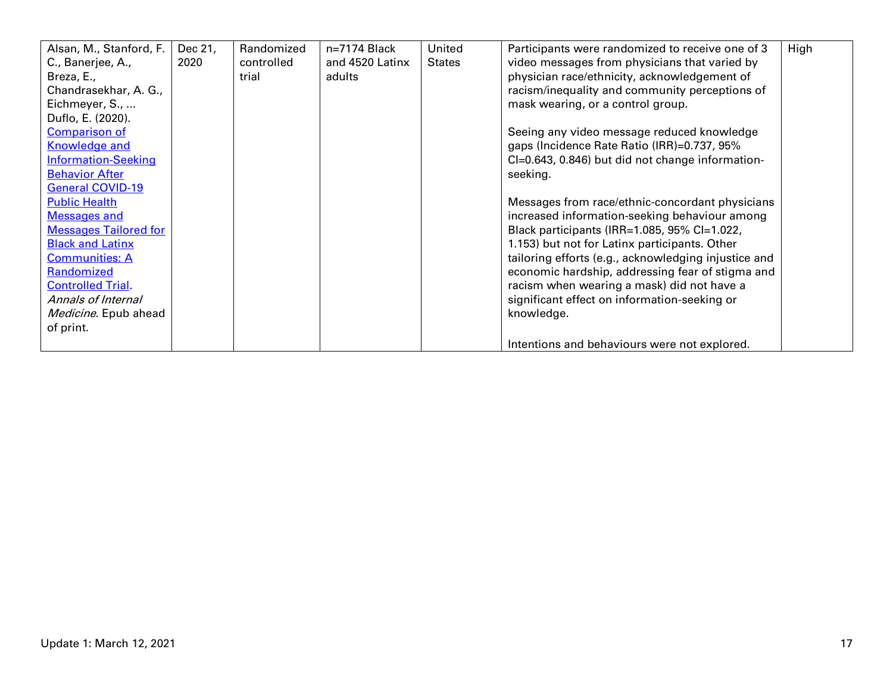| | | | | | | |
|---|---|---|---|---|---|---|
| Alsan, M., Stanford, F. C., Banerjee, A., Breza, E., Chandrasekhar, A. G., Eichmeyer, S., ... Duflo, E. (2020). [Comparison of Knowledge and Information-Seeking Behavior After General COVID-19 Public Health Messages and Messages Tailored for Black and Latinx Communities: A Randomized Controlled Trial](). *Annals of Internal Medicine*. Epub ahead of print. | Dec 21, 2020 | Randomized controlled trial | n=7174 Black and 4520 Latinx adults | United States | Participants were randomized to receive one of 3 video messages from physicians that varied by physician race/ethnicity, acknowledgement of racism/inequality and community perceptions of mask wearing, or a control group.<br><br>Seeing any video message reduced knowledge gaps (Incidence Rate Ratio (IRR)=0.737, 95% CI=0.643, 0.846) but did not change information-seeking.<br><br>Messages from race/ethnic-concordant physicians increased information-seeking behaviour among Black participants (IRR=1.085, 95% CI=1.022, 1.153) but not for Latinx participants. Other tailoring efforts (e.g., acknowledging injustice and economic hardship, addressing fear of stigma and racism when wearing a mask) did not have a significant effect on information-seeking or knowledge.<br><br>Intentions and behaviours were not explored. | High |

Update 1: March 12, 2021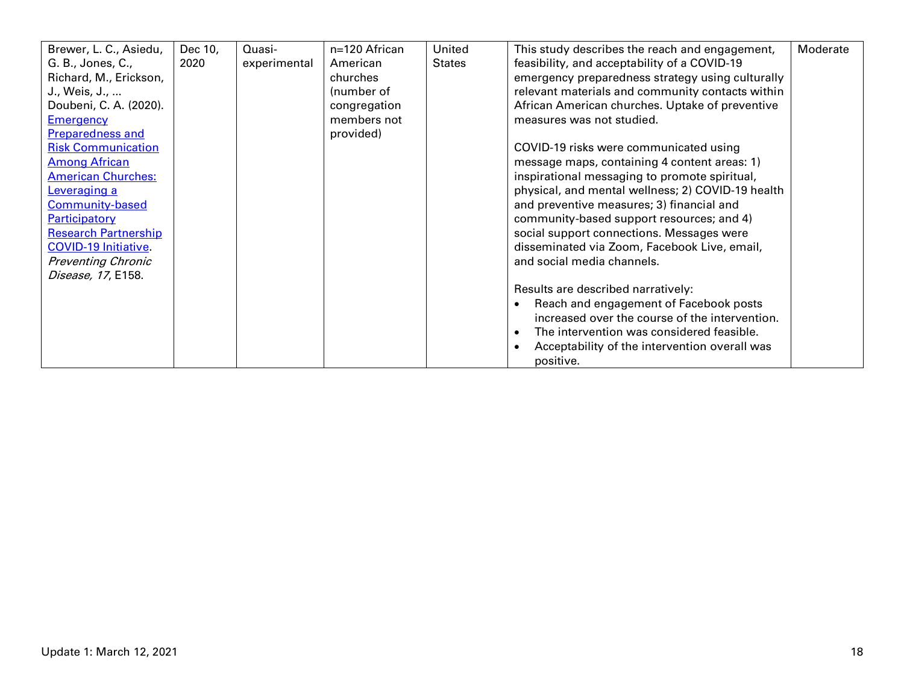| | | | | | | |
|---|---|---|---|---|---|---|
| Brewer, L. C., Asiedu, G. B., Jones, C., Richard, M., Erickson, J., Weis, J., … Doubeni, C. A. (2020). [Emergency Preparedness and Risk Communication Among African American Churches: Leveraging a Community-based Participatory Research Partnership COVID-19 Initiative](). *Preventing Chronic Disease, 17*, E158. | Dec 10, 2020 | Quasi-experimental | n=120 African American churches (number of congregation members not provided) | United States | This study describes the reach and engagement, feasibility, and acceptability of a COVID-19 emergency preparedness strategy using culturally relevant materials and community contacts within African American churches. Uptake of preventive measures was not studied.<br><br>COVID-19 risks were communicated using message maps, containing 4 content areas: 1) inspirational messaging to promote spiritual, physical, and mental wellness; 2) COVID-19 health and preventive measures; 3) financial and community-based support resources; and 4) social support connections. Messages were disseminated via Zoom, Facebook Live, email, and social media channels.<br><br>Results are described narratively:<br>• Reach and engagement of Facebook posts increased over the course of the intervention.<br>• The intervention was considered feasible.<br>• Acceptability of the intervention overall was positive. | Moderate |

Update 1: March 12, 2021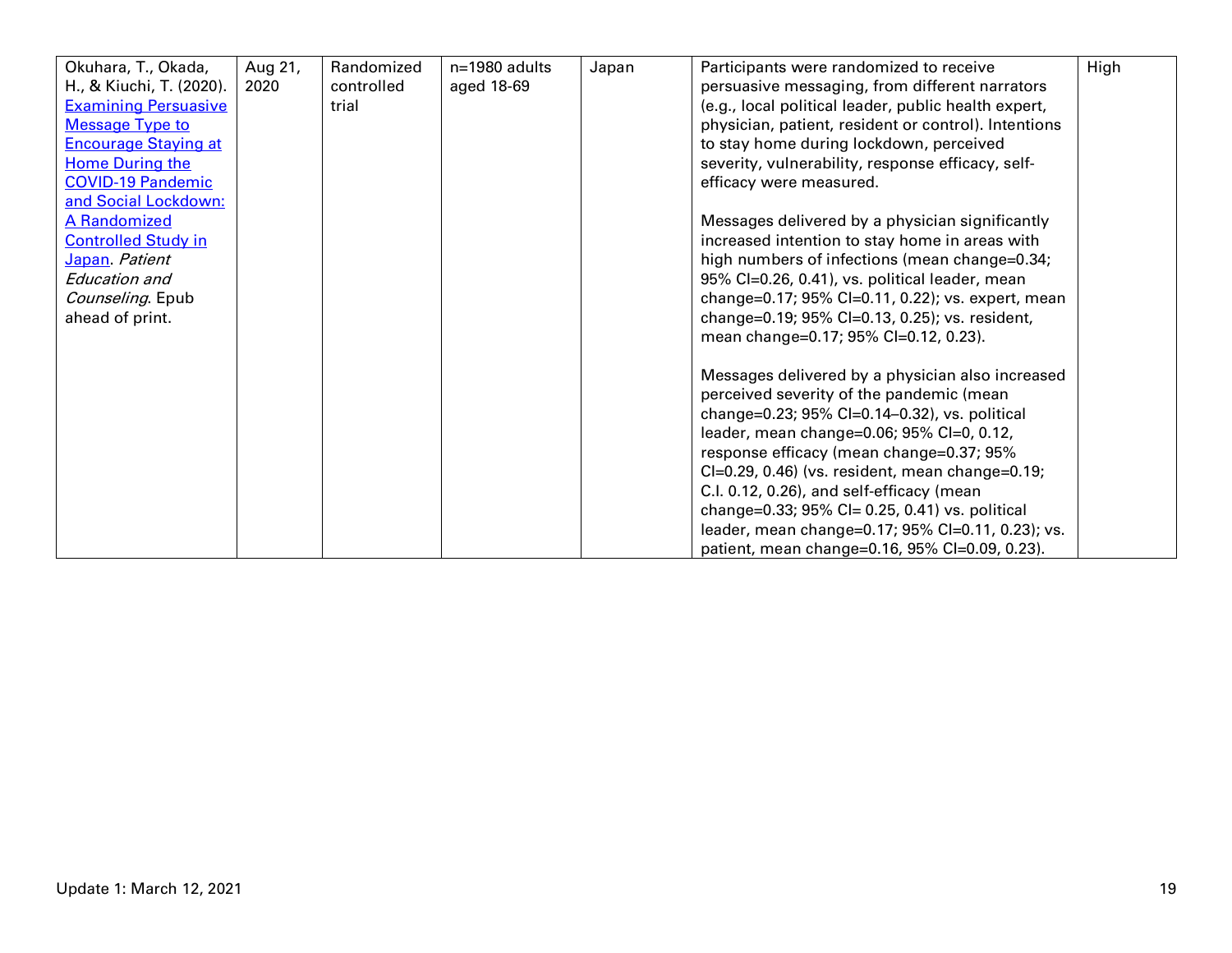| | | | | | | |
|---|---|---|---|---|---|---|
| Okuhara, T., Okada, H., & Kiuchi, T. (2020). Examining Persuasive Message Type to Encourage Staying at Home During the COVID-19 Pandemic and Social Lockdown: A Randomized Controlled Study in Japan. *Patient Education and Counseling*. Epub ahead of print. | Aug 21, 2020 | Randomized controlled trial | n=1980 adults aged 18-69 | Japan | Participants were randomized to receive persuasive messaging, from different narrators (e.g., local political leader, public health expert, physician, patient, resident or control). Intentions to stay home during lockdown, perceived severity, vulnerability, response efficacy, self-efficacy were measured.<br><br>Messages delivered by a physician significantly increased intention to stay home in areas with high numbers of infections (mean change=0.34; 95% CI=0.26, 0.41), vs. political leader, mean change=0.17; 95% CI=0.11, 0.22); vs. expert, mean change=0.19; 95% CI=0.13, 0.25); vs. resident, mean change=0.17; 95% CI=0.12, 0.23).<br><br>Messages delivered by a physician also increased perceived severity of the pandemic (mean change=0.23; 95% CI=0.14–0.32), vs. political leader, mean change=0.06; 95% CI=0, 0.12, response efficacy (mean change=0.37; 95% CI=0.29, 0.46) (vs. resident, mean change=0.19; C.I. 0.12, 0.26), and self-efficacy (mean change=0.33; 95% CI= 0.25, 0.41) vs. political leader, mean change=0.17; 95% CI=0.11, 0.23); vs. patient, mean change=0.16, 95% CI=0.09, 0.23). | High |

Update 1: March 12, 2021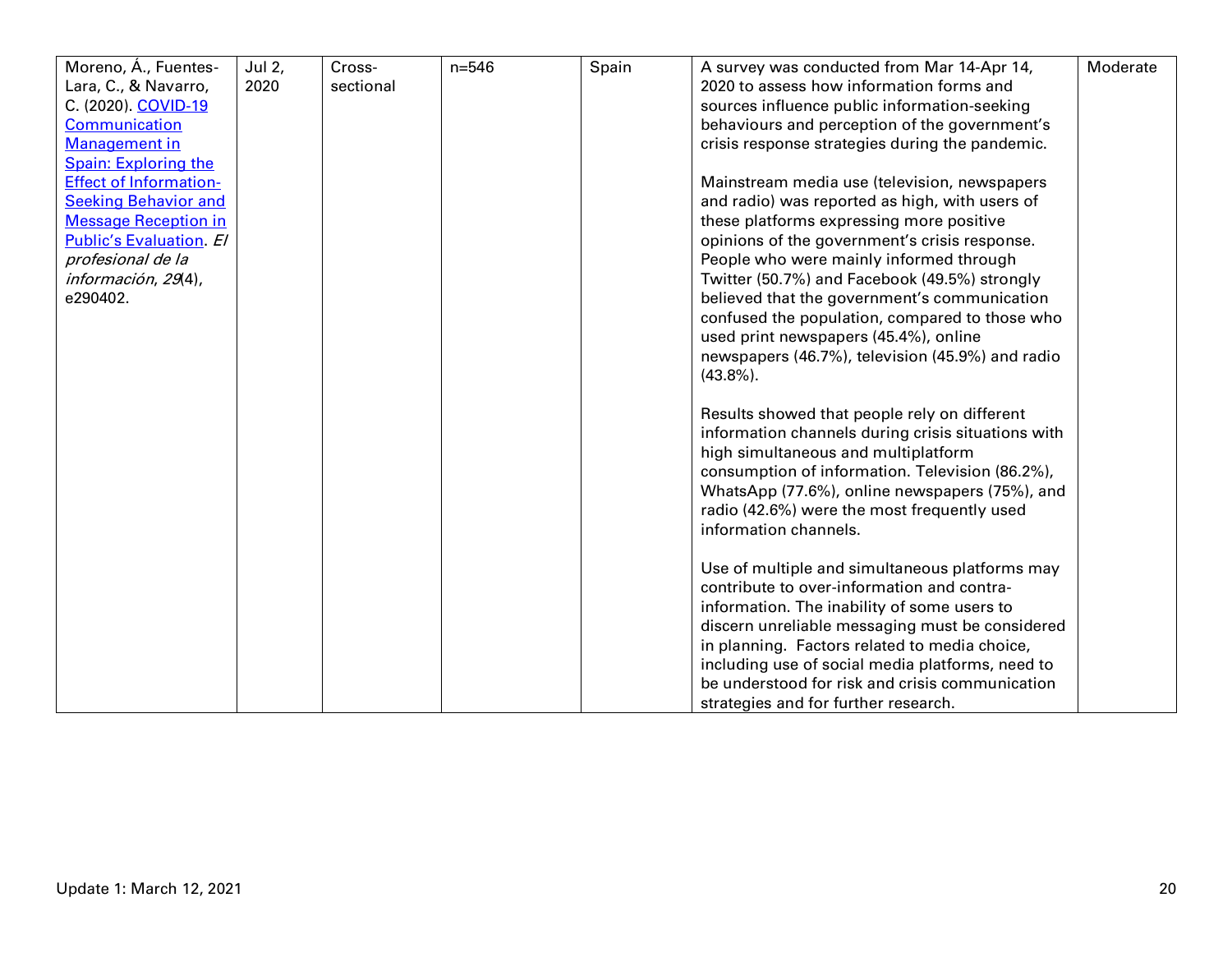| | | | | | | |
|---|---|---|---|---|---|---|
| Moreno, Á., Fuentes-Lara, C., & Navarro, C. (2020). [COVID-19 Communication Management in Spain: Exploring the Effect of Information-Seeking Behavior and Message Reception in Public's Evaluation](). *El profesional de la información*, *29*(4), e290402. | Jul 2, 2020 | Cross-sectional | n=546 | Spain | A survey was conducted from Mar 14-Apr 14, 2020 to assess how information forms and sources influence public information-seeking behaviours and perception of the government's crisis response strategies during the pandemic.<br><br>Mainstream media use (television, newspapers and radio) was reported as high, with users of these platforms expressing more positive opinions of the government's crisis response. People who were mainly informed through Twitter (50.7%) and Facebook (49.5%) strongly believed that the government's communication confused the population, compared to those who used print newspapers (45.4%), online newspapers (46.7%), television (45.9%) and radio (43.8%).<br><br>Results showed that people rely on different information channels during crisis situations with high simultaneous and multiplatform consumption of information. Television (86.2%), WhatsApp (77.6%), online newspapers (75%), and radio (42.6%) were the most frequently used information channels.<br><br>Use of multiple and simultaneous platforms may contribute to over-information and contra-information. The inability of some users to discern unreliable messaging must be considered in planning. Factors related to media choice, including use of social media platforms, need to be understood for risk and crisis communication strategies and for further research. | Moderate |

Update 1: March 12, 2021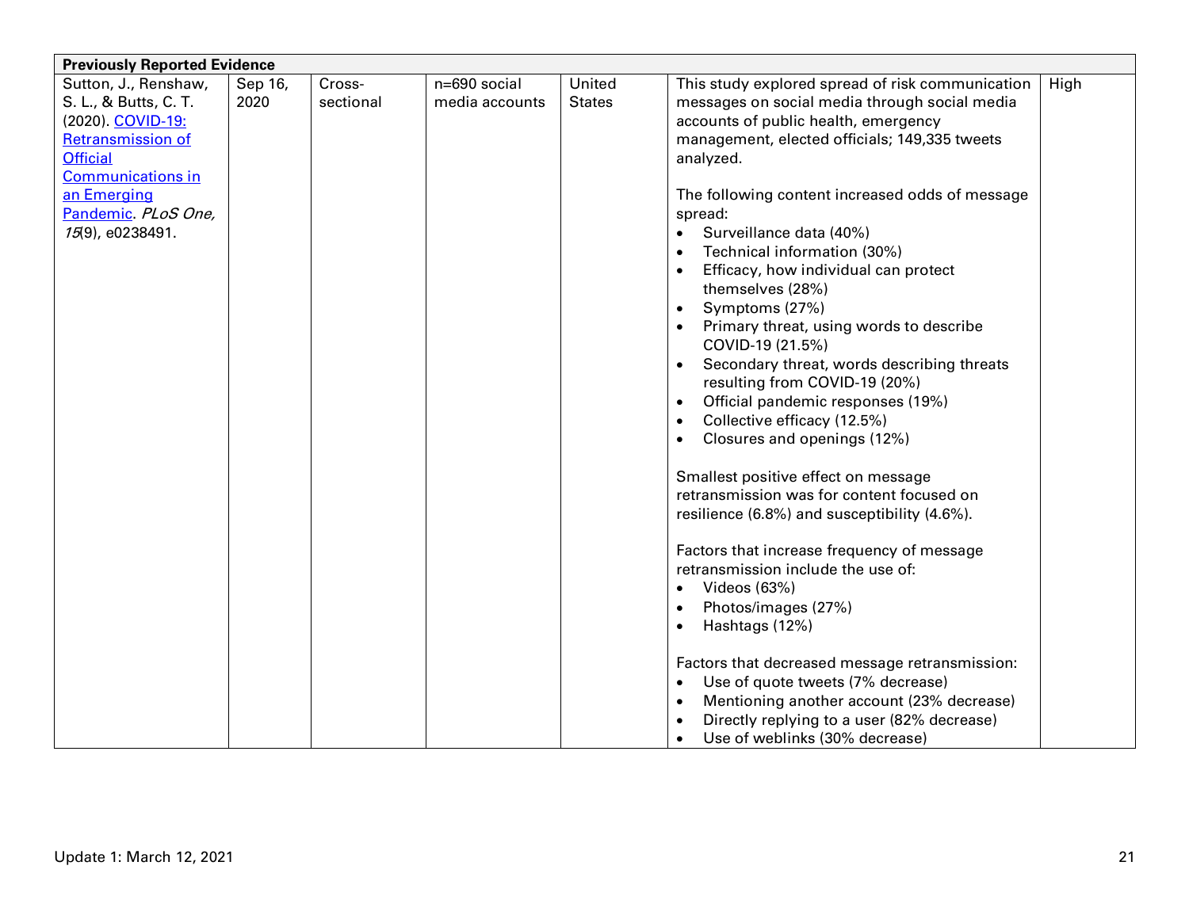| Previously Reported Evidence | | | | | | |
|---|---|---|---|---|---|---|
| Sutton, J., Renshaw, S. L., & Butts, C. T. (2020). [COVID-19: Retransmission of Official Communications in an Emerging Pandemic](). *PLoS One, 15*(9), e0238491. | Sep 16, 2020 | Cross-sectional | n=690 social media accounts | United States | This study explored spread of risk communication messages on social media through social media accounts of public health, emergency management, elected officials; 149,335 tweets analyzed.<br><br>The following content increased odds of message spread:<br>• Surveillance data (40%)<br>• Technical information (30%)<br>• Efficacy, how individual can protect themselves (28%)<br>• Symptoms (27%)<br>• Primary threat, using words to describe COVID-19 (21.5%)<br>• Secondary threat, words describing threats resulting from COVID-19 (20%)<br>• Official pandemic responses (19%)<br>• Collective efficacy (12.5%)<br>• Closures and openings (12%)<br><br>Smallest positive effect on message retransmission was for content focused on resilience (6.8%) and susceptibility (4.6%).<br><br>Factors that increase frequency of message retransmission include the use of:<br>• Videos (63%)<br>• Photos/images (27%)<br>• Hashtags (12%)<br><br>Factors that decreased message retransmission:<br>• Use of quote tweets (7% decrease)<br>• Mentioning another account (23% decrease)<br>• Directly replying to a user (82% decrease)<br>• Use of weblinks (30% decrease) | High |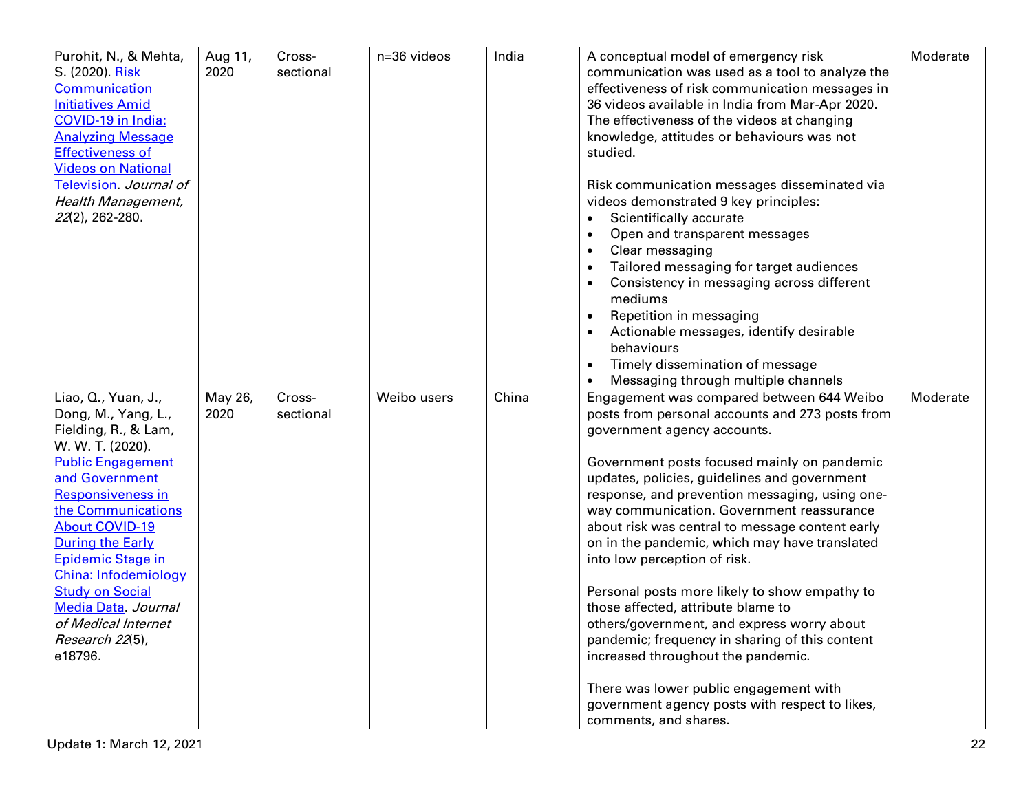| | | | | | | |
|---|---|---|---|---|---|---|
| Purohit, N., & Mehta, S. (2020). [Risk Communication Initiatives Amid COVID-19 in India: Analyzing Message Effectiveness of Videos on National Television](). *Journal of Health Management, 22*(2), 262-280. | Aug 11, 2020 | Cross-sectional | n=36 videos | India | A conceptual model of emergency risk communication was used as a tool to analyze the effectiveness of risk communication messages in 36 videos available in India from Mar-Apr 2020. The effectiveness of the videos at changing knowledge, attitudes or behaviours was not studied.<br><br>Risk communication messages disseminated via videos demonstrated 9 key principles:<br>• Scientifically accurate<br>• Open and transparent messages<br>• Clear messaging<br>• Tailored messaging for target audiences<br>• Consistency in messaging across different mediums<br>• Repetition in messaging<br>• Actionable messages, identify desirable behaviours<br>• Timely dissemination of message<br>• Messaging through multiple channels | Moderate |
| Liao, Q., Yuan, J., Dong, M., Yang, L., Fielding, R., & Lam, W. W. T. (2020). [Public Engagement and Government Responsiveness in the Communications About COVID-19 During the Early Epidemic Stage in China: Infodemiology Study on Social Media Data](). *Journal of Medical Internet Research 22*(5), e18796. | May 26, 2020 | Cross-sectional | Weibo users | China | Engagement was compared between 644 Weibo posts from personal accounts and 273 posts from government agency accounts.<br><br>Government posts focused mainly on pandemic updates, policies, guidelines and government response, and prevention messaging, using one-way communication. Government reassurance about risk was central to message content early on in the pandemic, which may have translated into low perception of risk.<br><br>Personal posts more likely to show empathy to those affected, attribute blame to others/government, and express worry about pandemic; frequency in sharing of this content increased throughout the pandemic.<br><br>There was lower public engagement with government agency posts with respect to likes, comments, and shares. | Moderate |

Update 1: March 12, 2021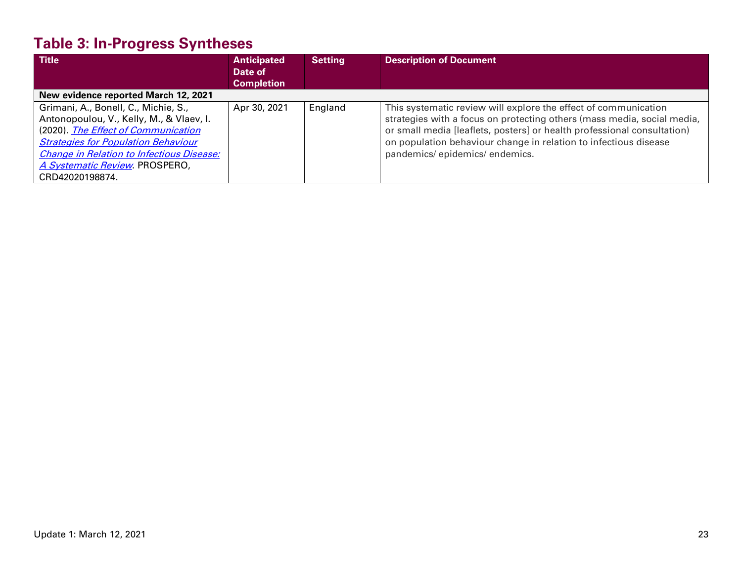## Table 3: In-Progress Syntheses

| Title | Anticipated Date of Completion | Setting | Description of Document |
|---|---|---|---|
| **New evidence reported March 12, 2021** | | | |
| Grimani, A., Bonell, C., Michie, S., Antonopoulou, V., Kelly, M., & Vlaev, I. (2020). *The Effect of Communication Strategies for Population Behaviour Change in Relation to Infectious Disease: A Systematic Review*. PROSPERO, CRD42020198874. | Apr 30, 2021 | England | This systematic review will explore the effect of communication strategies with a focus on protecting others (mass media, social media, or small media [leaflets, posters] or health professional consultation) on population behaviour change in relation to infectious disease pandemics/ epidemics/ endemics. |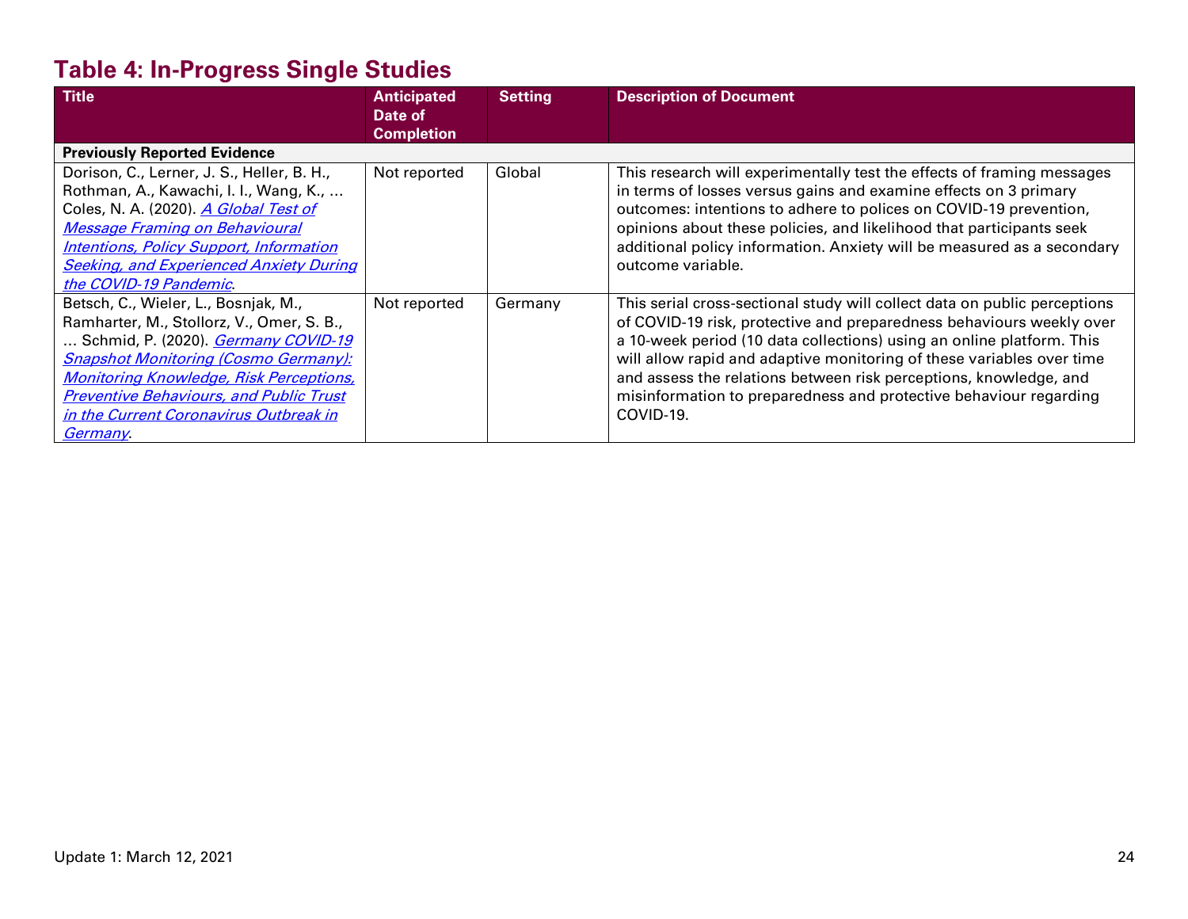## Table 4: In-Progress Single Studies

| Title | Anticipated Date of Completion | Setting | Description of Document |
|---|---|---|---|
| **Previously Reported Evidence** | | | |
| Dorison, C., Lerner, J. S., Heller, B. H., Rothman, A., Kawachi, I. I., Wang, K., … Coles, N. A. (2020). *A Global Test of Message Framing on Behavioural Intentions, Policy Support, Information Seeking, and Experienced Anxiety During the COVID-19 Pandemic*. | Not reported | Global | This research will experimentally test the effects of framing messages in terms of losses versus gains and examine effects on 3 primary outcomes: intentions to adhere to polices on COVID-19 prevention, opinions about these policies, and likelihood that participants seek additional policy information. Anxiety will be measured as a secondary outcome variable. |
| Betsch, C., Wieler, L., Bosnjak, M., Ramharter, M., Stollorz, V., Omer, S. B., … Schmid, P. (2020). *Germany COVID-19 Snapshot Monitoring (Cosmo Germany): Monitoring Knowledge, Risk Perceptions, Preventive Behaviours, and Public Trust in the Current Coronavirus Outbreak in Germany*. | Not reported | Germany | This serial cross-sectional study will collect data on public perceptions of COVID-19 risk, protective and preparedness behaviours weekly over a 10-week period (10 data collections) using an online platform. This will allow rapid and adaptive monitoring of these variables over time and assess the relations between risk perceptions, knowledge, and misinformation to preparedness and protective behaviour regarding COVID-19. |

Update 1: March 12, 2021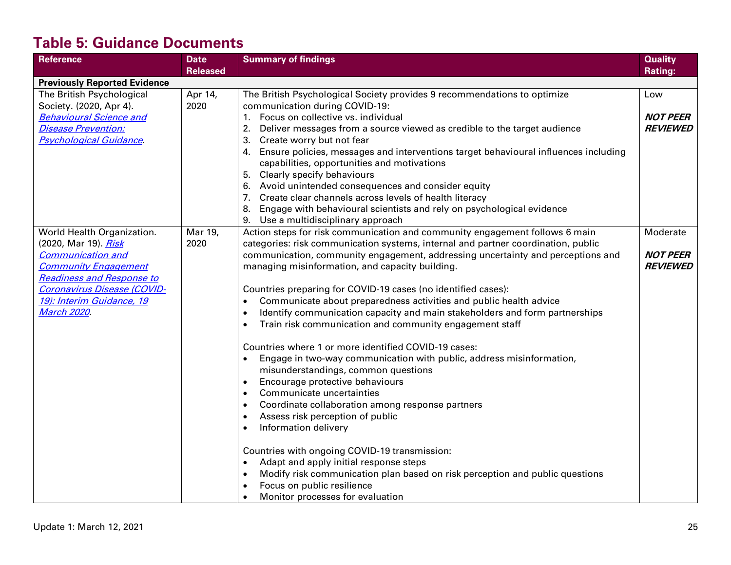## Table 5: Guidance Documents

| Reference | Date Released | Summary of findings | Quality Rating: |
|---|---|---|---|
| **Previously Reported Evidence** | | | |
| The British Psychological Society. (2020, Apr 4). *Behavioural Science and Disease Prevention: Psychological Guidance*. | Apr 14, 2020 | The British Psychological Society provides 9 recommendations to optimize communication during COVID-19:<br>1. Focus on collective vs. individual<br>2. Deliver messages from a source viewed as credible to the target audience<br>3. Create worry but not fear<br>4. Ensure policies, messages and interventions target behavioural influences including capabilities, opportunities and motivations<br>5. Clearly specify behaviours<br>6. Avoid unintended consequences and consider equity<br>7. Create clear channels across levels of health literacy<br>8. Engage with behavioural scientists and rely on psychological evidence<br>9. Use a multidisciplinary approach | Low<br><br>***NOT PEER REVIEWED*** |
| World Health Organization. (2020, Mar 19). *Risk Communication and Community Engagement Readiness and Response to Coronavirus Disease (COVID-19): Interim Guidance, 19 March 2020*. | Mar 19, 2020 | Action steps for risk communication and community engagement follows 6 main categories: risk communication systems, internal and partner coordination, public communication, community engagement, addressing uncertainty and perceptions and managing misinformation, and capacity building.<br><br>Countries preparing for COVID-19 cases (no identified cases):<br>• Communicate about preparedness activities and public health advice<br>• Identify communication capacity and main stakeholders and form partnerships<br>• Train risk communication and community engagement staff<br><br>Countries where 1 or more identified COVID-19 cases:<br>• Engage in two-way communication with public, address misinformation, misunderstandings, common questions<br>• Encourage protective behaviours<br>• Communicate uncertainties<br>• Coordinate collaboration among response partners<br>• Assess risk perception of public<br>• Information delivery<br><br>Countries with ongoing COVID-19 transmission:<br>• Adapt and apply initial response steps<br>• Modify risk communication plan based on risk perception and public questions<br>• Focus on public resilience<br>• Monitor processes for evaluation | Moderate<br><br>***NOT PEER REVIEWED*** |

Update 1: March 12, 2021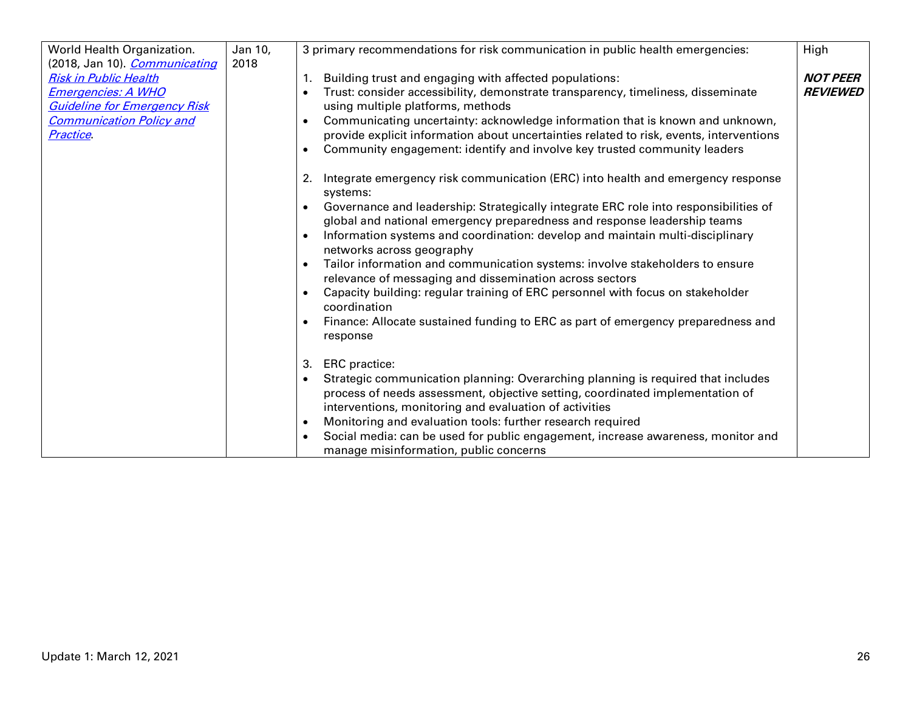| | | | |
|---|---|---|---|
| World Health Organization. (2018, Jan 10). *Communicating Risk in Public Health Emergencies: A WHO Guideline for Emergency Risk Communication Policy and Practice*. | Jan 10, 2018 | 3 primary recommendations for risk communication in public health emergencies:<br><br>1. Building trust and engaging with affected populations:<br>• Trust: consider accessibility, demonstrate transparency, timeliness, disseminate using multiple platforms, methods<br>• Communicating uncertainty: acknowledge information that is known and unknown, provide explicit information about uncertainties related to risk, events, interventions<br>• Community engagement: identify and involve key trusted community leaders<br><br>2. Integrate emergency risk communication (ERC) into health and emergency response systems:<br>• Governance and leadership: Strategically integrate ERC role into responsibilities of global and national emergency preparedness and response leadership teams<br>• Information systems and coordination: develop and maintain multi-disciplinary networks across geography<br>• Tailor information and communication systems: involve stakeholders to ensure relevance of messaging and dissemination across sectors<br>• Capacity building: regular training of ERC personnel with focus on stakeholder coordination<br>• Finance: Allocate sustained funding to ERC as part of emergency preparedness and response<br><br>3. ERC practice:<br>• Strategic communication planning: Overarching planning is required that includes process of needs assessment, objective setting, coordinated implementation of interventions, monitoring and evaluation of activities<br>• Monitoring and evaluation tools: further research required<br>• Social media: can be used for public engagement, increase awareness, monitor and manage misinformation, public concerns | High<br><br>***NOT PEER REVIEWED*** |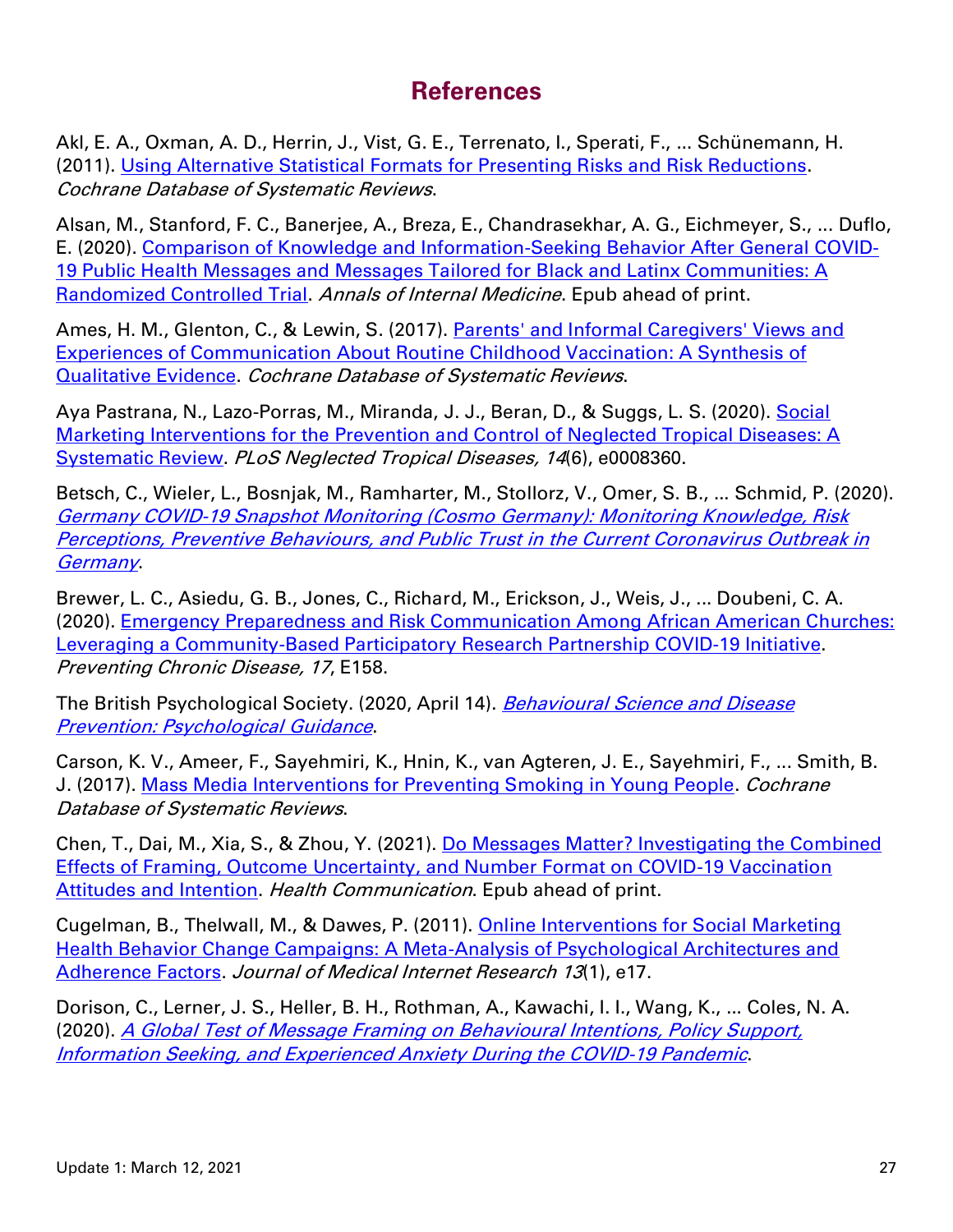## References

Akl, E. A., Oxman, A. D., Herrin, J., Vist, G. E., Terrenato, I., Sperati, F., ... Schünemann, H. (2011). Using Alternative Statistical Formats for Presenting Risks and Risk Reductions. *Cochrane Database of Systematic Reviews*.

Alsan, M., Stanford, F. C., Banerjee, A., Breza, E., Chandrasekhar, A. G., Eichmeyer, S., ... Duflo, E. (2020). Comparison of Knowledge and Information-Seeking Behavior After General COVID-19 Public Health Messages and Messages Tailored for Black and Latinx Communities: A Randomized Controlled Trial. *Annals of Internal Medicine*. Epub ahead of print.

Ames, H. M., Glenton, C., & Lewin, S. (2017). Parents' and Informal Caregivers' Views and Experiences of Communication About Routine Childhood Vaccination: A Synthesis of Qualitative Evidence. *Cochrane Database of Systematic Reviews*.

Aya Pastrana, N., Lazo-Porras, M., Miranda, J. J., Beran, D., & Suggs, L. S. (2020). Social Marketing Interventions for the Prevention and Control of Neglected Tropical Diseases: A Systematic Review. *PLoS Neglected Tropical Diseases, 14*(6), e0008360.

Betsch, C., Wieler, L., Bosnjak, M., Ramharter, M., Stollorz, V., Omer, S. B., ... Schmid, P. (2020). *Germany COVID-19 Snapshot Monitoring (Cosmo Germany): Monitoring Knowledge, Risk Perceptions, Preventive Behaviours, and Public Trust in the Current Coronavirus Outbreak in Germany*.

Brewer, L. C., Asiedu, G. B., Jones, C., Richard, M., Erickson, J., Weis, J., ... Doubeni, C. A. (2020). Emergency Preparedness and Risk Communication Among African American Churches: Leveraging a Community-Based Participatory Research Partnership COVID-19 Initiative. *Preventing Chronic Disease, 17*, E158.

The British Psychological Society. (2020, April 14). *Behavioural Science and Disease Prevention: Psychological Guidance*.

Carson, K. V., Ameer, F., Sayehmiri, K., Hnin, K., van Agteren, J. E., Sayehmiri, F., ... Smith, B. J. (2017). Mass Media Interventions for Preventing Smoking in Young People. *Cochrane Database of Systematic Reviews*.

Chen, T., Dai, M., Xia, S., & Zhou, Y. (2021). Do Messages Matter? Investigating the Combined Effects of Framing, Outcome Uncertainty, and Number Format on COVID-19 Vaccination Attitudes and Intention. *Health Communication*. Epub ahead of print.

Cugelman, B., Thelwall, M., & Dawes, P. (2011). Online Interventions for Social Marketing Health Behavior Change Campaigns: A Meta-Analysis of Psychological Architectures and Adherence Factors. *Journal of Medical Internet Research 13*(1), e17.

Dorison, C., Lerner, J. S., Heller, B. H., Rothman, A., Kawachi, I. I., Wang, K., ... Coles, N. A. (2020). *A Global Test of Message Framing on Behavioural Intentions, Policy Support, Information Seeking, and Experienced Anxiety During the COVID-19 Pandemic*.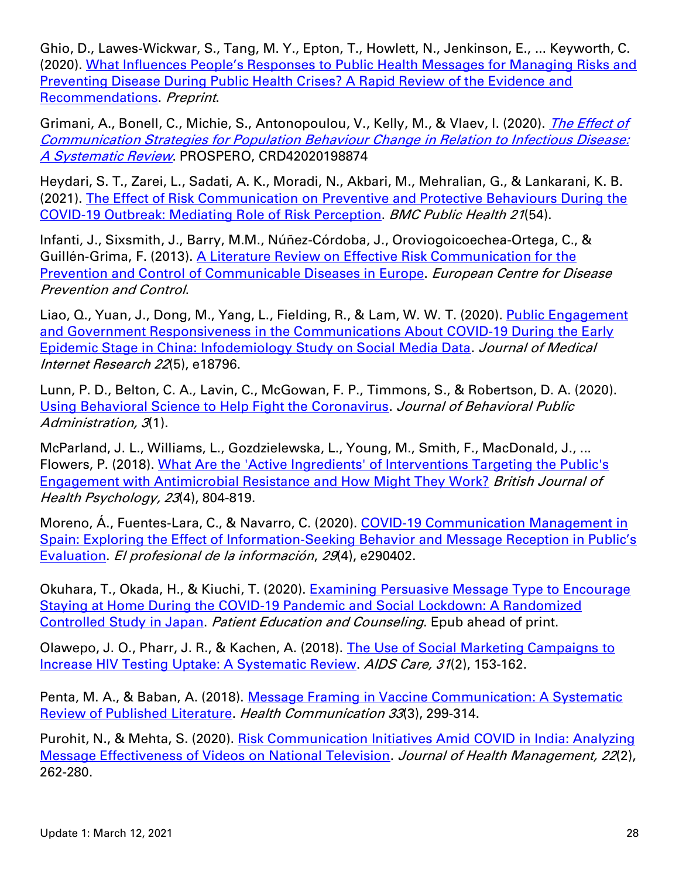Ghio, D., Lawes-Wickwar, S., Tang, M. Y., Epton, T., Howlett, N., Jenkinson, E., ... Keyworth, C. (2020). What Influences People's Responses to Public Health Messages for Managing Risks and Preventing Disease During Public Health Crises? A Rapid Review of the Evidence and Recommendations. *Preprint*.

Grimani, A., Bonell, C., Michie, S., Antonopoulou, V., Kelly, M., & Vlaev, I. (2020). *The Effect of Communication Strategies for Population Behaviour Change in Relation to Infectious Disease: A Systematic Review*. PROSPERO, CRD42020198874

Heydari, S. T., Zarei, L., Sadati, A. K., Moradi, N., Akbari, M., Mehralian, G., & Lankarani, K. B. (2021). The Effect of Risk Communication on Preventive and Protective Behaviours During the COVID-19 Outbreak: Mediating Role of Risk Perception. *BMC Public Health 21*(54).

Infanti, J., Sixsmith, J., Barry, M.M., Núñez-Córdoba, J., Oroviogoicoechea-Ortega, C., & Guillén-Grima, F. (2013). A Literature Review on Effective Risk Communication for the Prevention and Control of Communicable Diseases in Europe. *European Centre for Disease Prevention and Control*.

Liao, Q., Yuan, J., Dong, M., Yang, L., Fielding, R., & Lam, W. W. T. (2020). Public Engagement and Government Responsiveness in the Communications About COVID-19 During the Early Epidemic Stage in China: Infodemiology Study on Social Media Data. *Journal of Medical Internet Research 22*(5), e18796.

Lunn, P. D., Belton, C. A., Lavin, C., McGowan, F. P., Timmons, S., & Robertson, D. A. (2020). Using Behavioral Science to Help Fight the Coronavirus. *Journal of Behavioral Public Administration, 3*(1).

McParland, J. L., Williams, L., Gozdzielewska, L., Young, M., Smith, F., MacDonald, J., ... Flowers, P. (2018). What Are the 'Active Ingredients' of Interventions Targeting the Public's Engagement with Antimicrobial Resistance and How Might They Work? *British Journal of Health Psychology, 23*(4), 804-819.

Moreno, Á., Fuentes-Lara, C., & Navarro, C. (2020). COVID-19 Communication Management in Spain: Exploring the Effect of Information-Seeking Behavior and Message Reception in Public's Evaluation. *El profesional de la información*, *29*(4), e290402.

Okuhara, T., Okada, H., & Kiuchi, T. (2020). Examining Persuasive Message Type to Encourage Staying at Home During the COVID-19 Pandemic and Social Lockdown: A Randomized Controlled Study in Japan. *Patient Education and Counseling*. Epub ahead of print.

Olawepo, J. O., Pharr, J. R., & Kachen, A. (2018). The Use of Social Marketing Campaigns to Increase HIV Testing Uptake: A Systematic Review. *AIDS Care, 31*(2), 153-162.

Penta, M. A., & Baban, A. (2018). Message Framing in Vaccine Communication: A Systematic Review of Published Literature. *Health Communication 33*(3), 299-314.

Purohit, N., & Mehta, S. (2020). Risk Communication Initiatives Amid COVID in India: Analyzing Message Effectiveness of Videos on National Television. *Journal of Health Management, 22*(2), 262-280.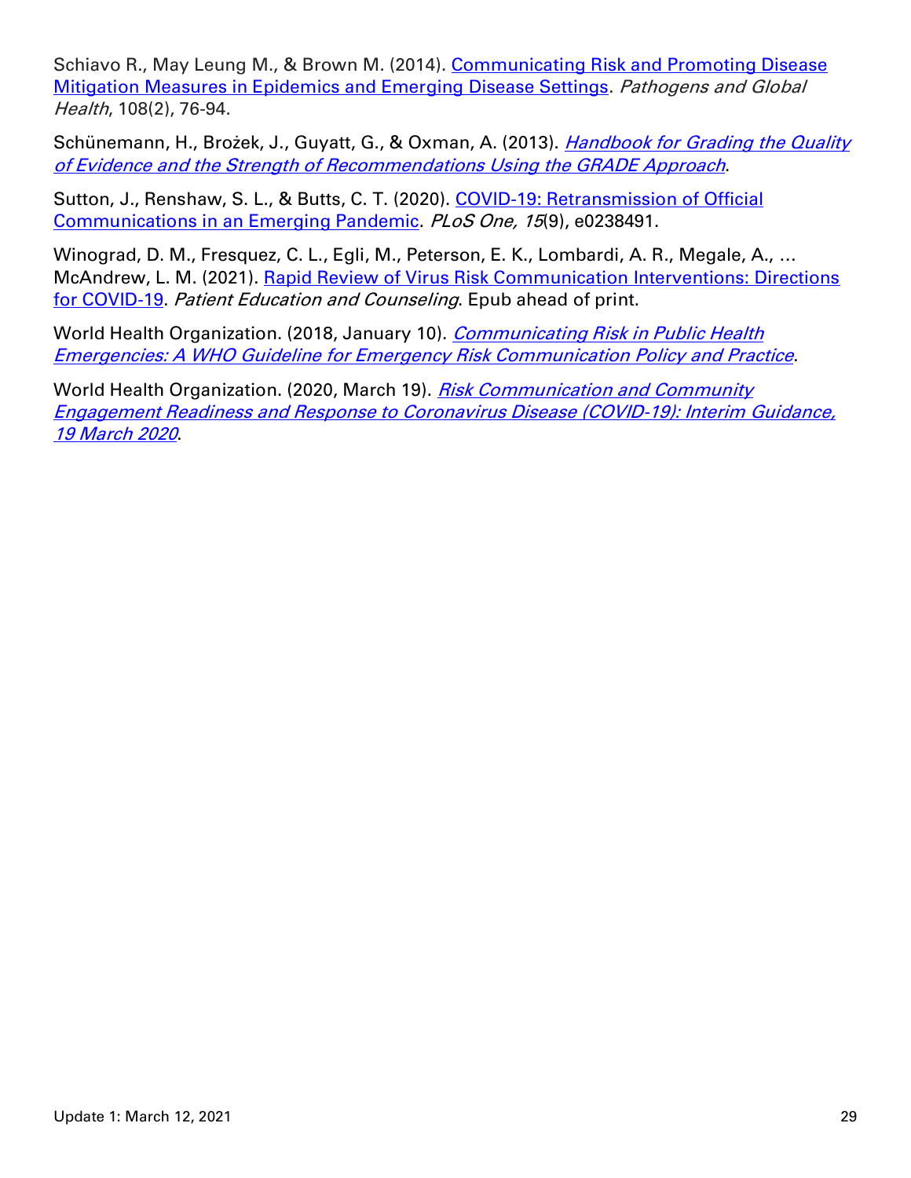Schiavo R., May Leung M., & Brown M. (2014). Communicating Risk and Promoting Disease Mitigation Measures in Epidemics and Emerging Disease Settings. *Pathogens and Global Health*, 108(2), 76-94.

Schünemann, H., Brożek, J., Guyatt, G., & Oxman, A. (2013). *Handbook for Grading the Quality of Evidence and the Strength of Recommendations Using the GRADE Approach*.

Sutton, J., Renshaw, S. L., & Butts, C. T. (2020). COVID-19: Retransmission of Official Communications in an Emerging Pandemic. *PLoS One, 15*(9), e0238491.

Winograd, D. M., Fresquez, C. L., Egli, M., Peterson, E. K., Lombardi, A. R., Megale, A., … McAndrew, L. M. (2021). Rapid Review of Virus Risk Communication Interventions: Directions for COVID-19. *Patient Education and Counseling*. Epub ahead of print.

World Health Organization. (2018, January 10). *Communicating Risk in Public Health Emergencies: A WHO Guideline for Emergency Risk Communication Policy and Practice*.

World Health Organization. (2020, March 19). *Risk Communication and Community Engagement Readiness and Response to Coronavirus Disease (COVID-19): Interim Guidance, 19 March 2020*.

Update 1: March 12, 2021